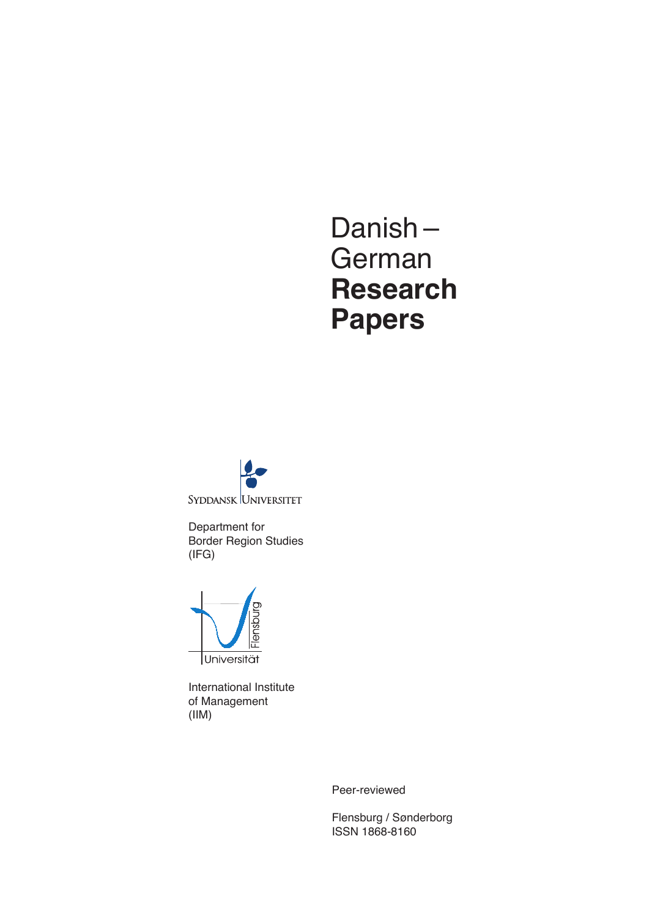# Danish – German **Research Papers**

SYDDANSK UNIVERSITET

Department for
Border Region Studies
(IFG)

Universität Flensburg

International Institute
of Management
(IIM)

Peer-reviewed

Flensburg / Sønderborg
ISSN 1868-8160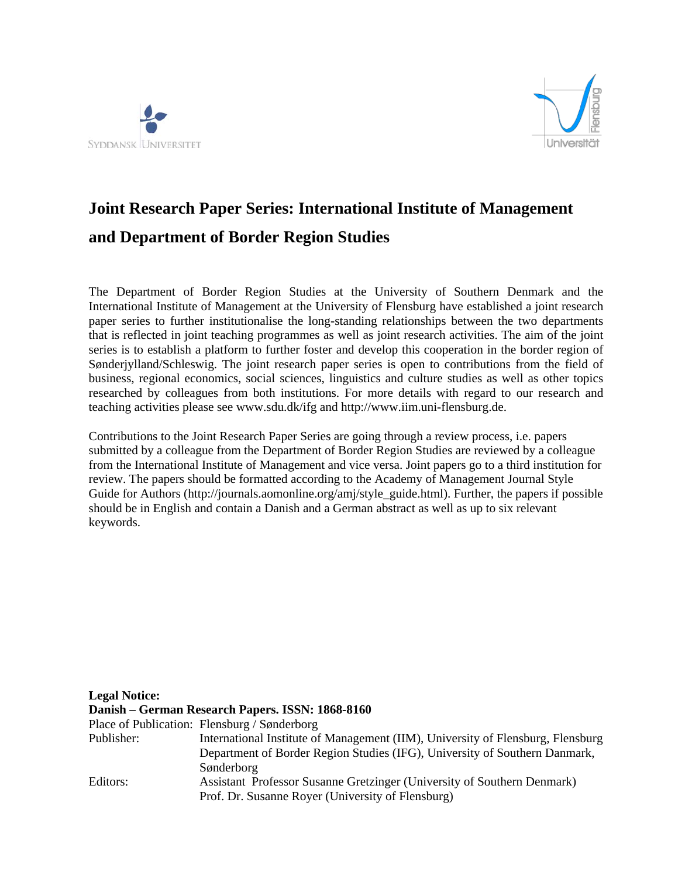# Joint Research Paper Series: International Institute of Management and Department of Border Region Studies

The Department of Border Region Studies at the University of Southern Denmark and the International Institute of Management at the University of Flensburg have established a joint research paper series to further institutionalise the long-standing relationships between the two departments that is reflected in joint teaching programmes as well as joint research activities. The aim of the joint series is to establish a platform to further foster and develop this cooperation in the border region of Sønderjylland/Schleswig. The joint research paper series is open to contributions from the field of business, regional economics, social sciences, linguistics and culture studies as well as other topics researched by colleagues from both institutions. For more details with regard to our research and teaching activities please see www.sdu.dk/ifg and http://www.iim.uni-flensburg.de.

Contributions to the Joint Research Paper Series are going through a review process, i.e. papers submitted by a colleague from the Department of Border Region Studies are reviewed by a colleague from the International Institute of Management and vice versa. Joint papers go to a third institution for review. The papers should be formatted according to the Academy of Management Journal Style Guide for Authors (http://journals.aomonline.org/amj/style_guide.html). Further, the papers if possible should be in English and contain a Danish and a German abstract as well as up to six relevant keywords.

**Legal Notice:**
**Danish – German Research Papers. ISSN: 1868-8160**

| | |
|---|---|
| Place of Publication: | Flensburg / Sønderborg |
| Publisher: | International Institute of Management (IIM), University of Flensburg, Flensburg<br>Department of Border Region Studies (IFG), University of Southern Danmark, Sønderborg |
| Editors: | Assistant Professor Susanne Gretzinger (University of Southern Denmark)<br>Prof. Dr. Susanne Royer (University of Flensburg) |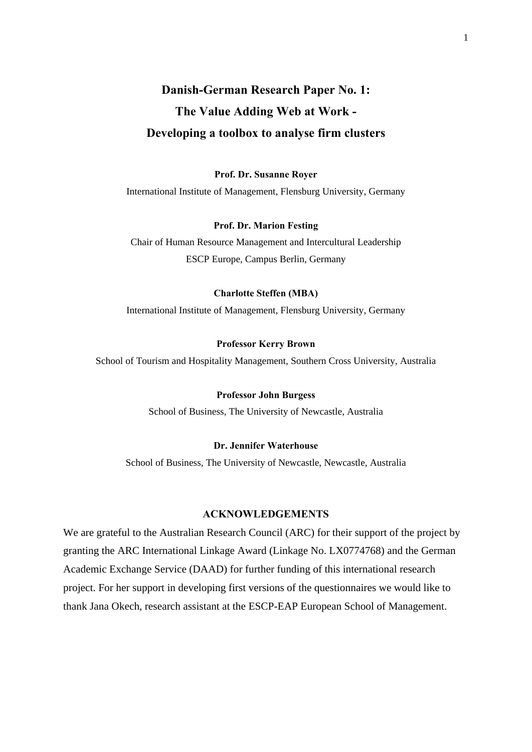# Danish-German Research Paper No. 1: The Value Adding Web at Work - Developing a toolbox to analyse firm clusters

**Prof. Dr. Susanne Royer**

International Institute of Management, Flensburg University, Germany

**Prof. Dr. Marion Festing**

Chair of Human Resource Management and Intercultural Leadership

ESCP Europe, Campus Berlin, Germany

**Charlotte Steffen (MBA)**

International Institute of Management, Flensburg University, Germany

**Professor Kerry Brown**

School of Tourism and Hospitality Management, Southern Cross University, Australia

**Professor John Burgess**

School of Business, The University of Newcastle, Australia

**Dr. Jennifer Waterhouse**

School of Business, The University of Newcastle, Newcastle, Australia

## ACKNOWLEDGEMENTS

We are grateful to the Australian Research Council (ARC) for their support of the project by granting the ARC International Linkage Award (Linkage No. LX0774768) and the German Academic Exchange Service (DAAD) for further funding of this international research project. For her support in developing first versions of the questionnaires we would like to thank Jana Okech, research assistant at the ESCP-EAP European School of Management.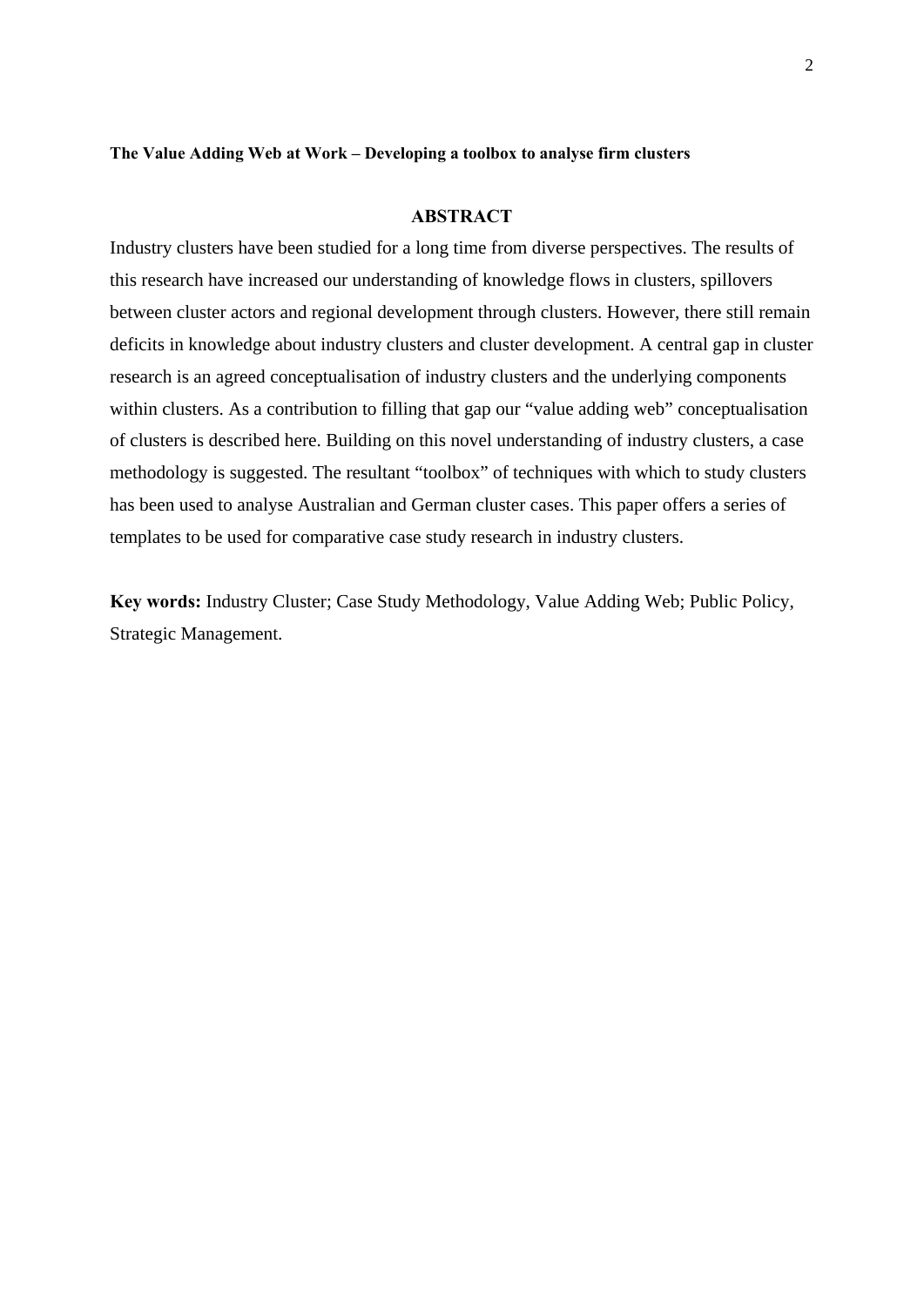**The Value Adding Web at Work – Developing a toolbox to analyse firm clusters**

## ABSTRACT

Industry clusters have been studied for a long time from diverse perspectives. The results of this research have increased our understanding of knowledge flows in clusters, spillovers between cluster actors and regional development through clusters. However, there still remain deficits in knowledge about industry clusters and cluster development. A central gap in cluster research is an agreed conceptualisation of industry clusters and the underlying components within clusters. As a contribution to filling that gap our "value adding web" conceptualisation of clusters is described here. Building on this novel understanding of industry clusters, a case methodology is suggested. The resultant "toolbox" of techniques with which to study clusters has been used to analyse Australian and German cluster cases. This paper offers a series of templates to be used for comparative case study research in industry clusters.

**Key words:** Industry Cluster; Case Study Methodology, Value Adding Web; Public Policy, Strategic Management.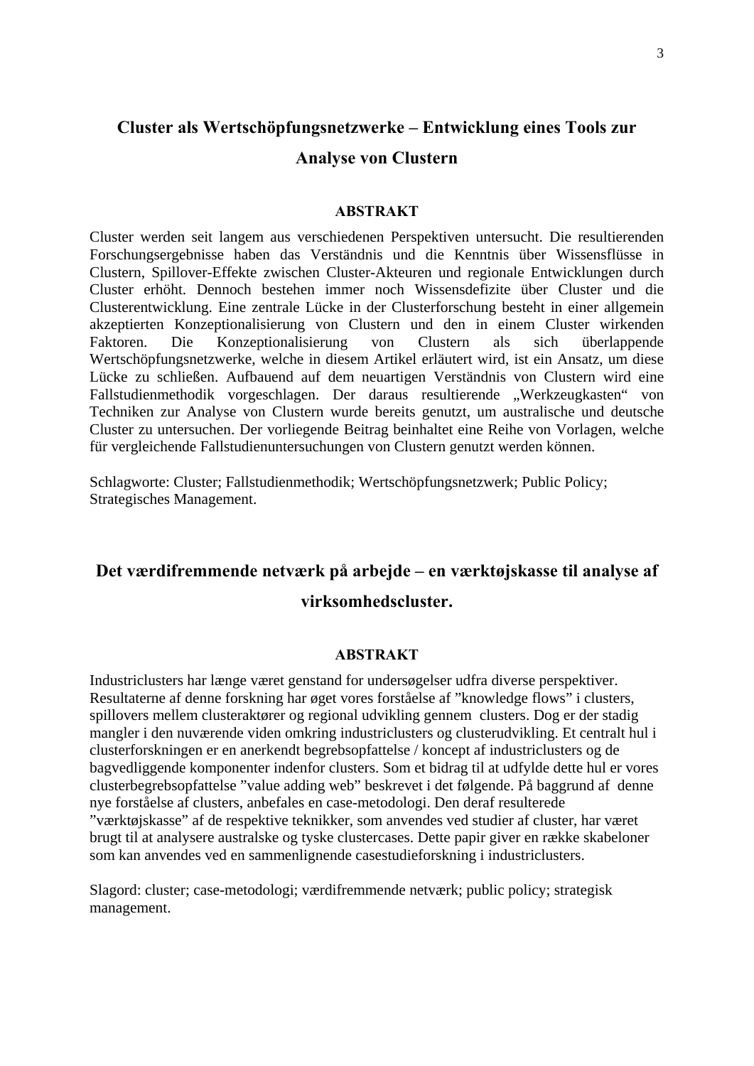## Cluster als Wertschöpfungsnetzwerke – Entwicklung eines Tools zur Analyse von Clustern

### ABSTRAKT

Cluster werden seit langem aus verschiedenen Perspektiven untersucht. Die resultierenden Forschungsergebnisse haben das Verständnis und die Kenntnis über Wissensflüsse in Clustern, Spillover-Effekte zwischen Cluster-Akteuren und regionale Entwicklungen durch Cluster erhöht. Dennoch bestehen immer noch Wissensdefizite über Cluster und die Clusterentwicklung. Eine zentrale Lücke in der Clusterforschung besteht in einer allgemein akzeptierten Konzeptionalisierung von Clustern und den in einem Cluster wirkenden Faktoren. Die Konzeptionalisierung von Clustern als sich überlappende Wertschöpfungsnetzwerke, welche in diesem Artikel erläutert wird, ist ein Ansatz, um diese Lücke zu schließen. Aufbauend auf dem neuartigen Verständnis von Clustern wird eine Fallstudienmethodik vorgeschlagen. Der daraus resultierende „Werkzeugkasten" von Techniken zur Analyse von Clustern wurde bereits genutzt, um australische und deutsche Cluster zu untersuchen. Der vorliegende Beitrag beinhaltet eine Reihe von Vorlagen, welche für vergleichende Fallstudienuntersuchungen von Clustern genutzt werden können.

Schlagworte: Cluster; Fallstudienmethodik; Wertschöpfungsnetzwerk; Public Policy; Strategisches Management.

## Det værdifremmende netværk på arbejde – en værktøjskasse til analyse af virksomhedscluster.

### ABSTRAKT

Industriclusters har længe været genstand for undersøgelser udfra diverse perspektiver. Resultaterne af denne forskning har øget vores forståelse af "knowledge flows" i clusters, spillovers mellem clusteraktører og regional udvikling gennem clusters. Dog er der stadig mangler i den nuværende viden omkring industriclusters og clusterudvikling. Et centralt hul i clusterforskningen er en anerkendt begrebsopfattelse / koncept af industriclusters og de bagvedliggende komponenter indenfor clusters. Som et bidrag til at udfylde dette hul er vores clusterbegrebsopfattelse "value adding web" beskrevet i det følgende. På baggrund af denne nye forståelse af clusters, anbefales en case-metodologi. Den deraf resulterede "værktøjskasse" af de respektive teknikker, som anvendes ved studier af cluster, har været brugt til at analysere australske og tyske clustercases. Dette papir giver en række skabeloner som kan anvendes ved en sammenlignende casestudieforskning i industriclusters.

Slagord: cluster; case-metodologi; værdifremmende netværk; public policy; strategisk management.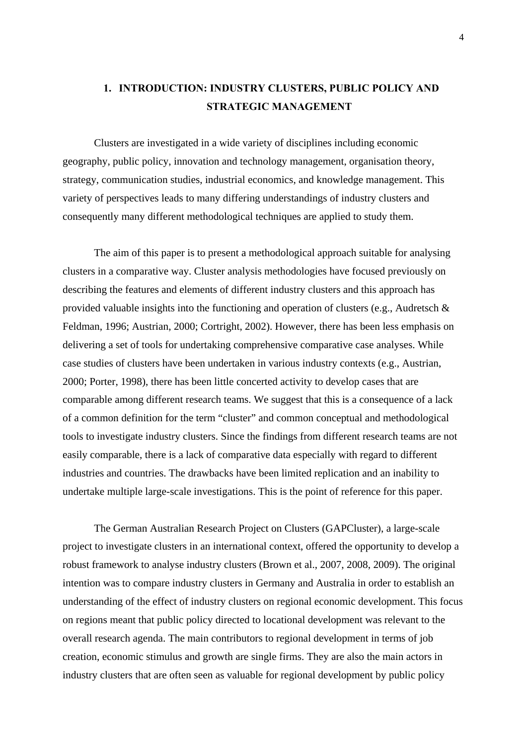# 1. INTRODUCTION: INDUSTRY CLUSTERS, PUBLIC POLICY AND STRATEGIC MANAGEMENT

Clusters are investigated in a wide variety of disciplines including economic geography, public policy, innovation and technology management, organisation theory, strategy, communication studies, industrial economics, and knowledge management. This variety of perspectives leads to many differing understandings of industry clusters and consequently many different methodological techniques are applied to study them.

The aim of this paper is to present a methodological approach suitable for analysing clusters in a comparative way. Cluster analysis methodologies have focused previously on describing the features and elements of different industry clusters and this approach has provided valuable insights into the functioning and operation of clusters (e.g., Audretsch & Feldman, 1996; Austrian, 2000; Cortright, 2002). However, there has been less emphasis on delivering a set of tools for undertaking comprehensive comparative case analyses. While case studies of clusters have been undertaken in various industry contexts (e.g., Austrian, 2000; Porter, 1998), there has been little concerted activity to develop cases that are comparable among different research teams. We suggest that this is a consequence of a lack of a common definition for the term "cluster" and common conceptual and methodological tools to investigate industry clusters. Since the findings from different research teams are not easily comparable, there is a lack of comparative data especially with regard to different industries and countries. The drawbacks have been limited replication and an inability to undertake multiple large-scale investigations. This is the point of reference for this paper.

The German Australian Research Project on Clusters (GAPCluster), a large-scale project to investigate clusters in an international context, offered the opportunity to develop a robust framework to analyse industry clusters (Brown et al., 2007, 2008, 2009). The original intention was to compare industry clusters in Germany and Australia in order to establish an understanding of the effect of industry clusters on regional economic development. This focus on regions meant that public policy directed to locational development was relevant to the overall research agenda. The main contributors to regional development in terms of job creation, economic stimulus and growth are single firms. They are also the main actors in industry clusters that are often seen as valuable for regional development by public policy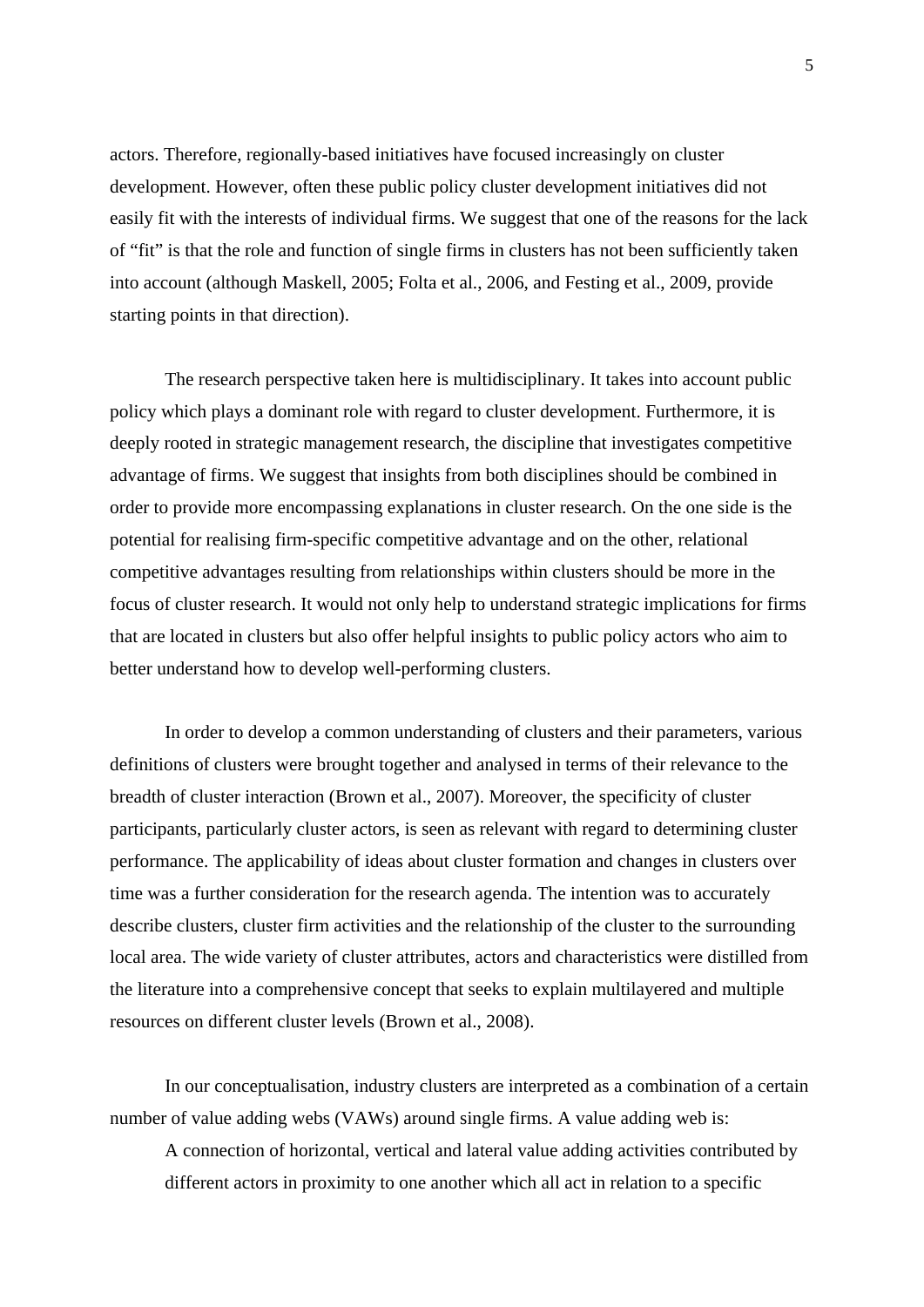actors. Therefore, regionally-based initiatives have focused increasingly on cluster development. However, often these public policy cluster development initiatives did not easily fit with the interests of individual firms. We suggest that one of the reasons for the lack of "fit" is that the role and function of single firms in clusters has not been sufficiently taken into account (although Maskell, 2005; Folta et al., 2006, and Festing et al., 2009, provide starting points in that direction).

The research perspective taken here is multidisciplinary. It takes into account public policy which plays a dominant role with regard to cluster development. Furthermore, it is deeply rooted in strategic management research, the discipline that investigates competitive advantage of firms. We suggest that insights from both disciplines should be combined in order to provide more encompassing explanations in cluster research. On the one side is the potential for realising firm-specific competitive advantage and on the other, relational competitive advantages resulting from relationships within clusters should be more in the focus of cluster research. It would not only help to understand strategic implications for firms that are located in clusters but also offer helpful insights to public policy actors who aim to better understand how to develop well-performing clusters.

In order to develop a common understanding of clusters and their parameters, various definitions of clusters were brought together and analysed in terms of their relevance to the breadth of cluster interaction (Brown et al., 2007). Moreover, the specificity of cluster participants, particularly cluster actors, is seen as relevant with regard to determining cluster performance. The applicability of ideas about cluster formation and changes in clusters over time was a further consideration for the research agenda. The intention was to accurately describe clusters, cluster firm activities and the relationship of the cluster to the surrounding local area. The wide variety of cluster attributes, actors and characteristics were distilled from the literature into a comprehensive concept that seeks to explain multilayered and multiple resources on different cluster levels (Brown et al., 2008).

In our conceptualisation, industry clusters are interpreted as a combination of a certain number of value adding webs (VAWs) around single firms. A value adding web is:

> A connection of horizontal, vertical and lateral value adding activities contributed by different actors in proximity to one another which all act in relation to a specific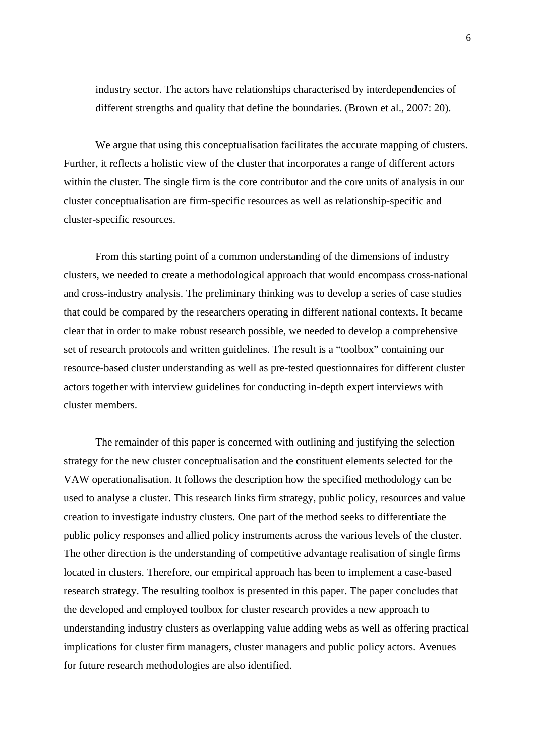industry sector. The actors have relationships characterised by interdependencies of different strengths and quality that define the boundaries. (Brown et al., 2007: 20).

We argue that using this conceptualisation facilitates the accurate mapping of clusters. Further, it reflects a holistic view of the cluster that incorporates a range of different actors within the cluster. The single firm is the core contributor and the core units of analysis in our cluster conceptualisation are firm-specific resources as well as relationship-specific and cluster-specific resources.

From this starting point of a common understanding of the dimensions of industry clusters, we needed to create a methodological approach that would encompass cross-national and cross-industry analysis. The preliminary thinking was to develop a series of case studies that could be compared by the researchers operating in different national contexts. It became clear that in order to make robust research possible, we needed to develop a comprehensive set of research protocols and written guidelines. The result is a "toolbox" containing our resource-based cluster understanding as well as pre-tested questionnaires for different cluster actors together with interview guidelines for conducting in-depth expert interviews with cluster members.

The remainder of this paper is concerned with outlining and justifying the selection strategy for the new cluster conceptualisation and the constituent elements selected for the VAW operationalisation. It follows the description how the specified methodology can be used to analyse a cluster. This research links firm strategy, public policy, resources and value creation to investigate industry clusters. One part of the method seeks to differentiate the public policy responses and allied policy instruments across the various levels of the cluster. The other direction is the understanding of competitive advantage realisation of single firms located in clusters. Therefore, our empirical approach has been to implement a case-based research strategy. The resulting toolbox is presented in this paper. The paper concludes that the developed and employed toolbox for cluster research provides a new approach to understanding industry clusters as overlapping value adding webs as well as offering practical implications for cluster firm managers, cluster managers and public policy actors. Avenues for future research methodologies are also identified.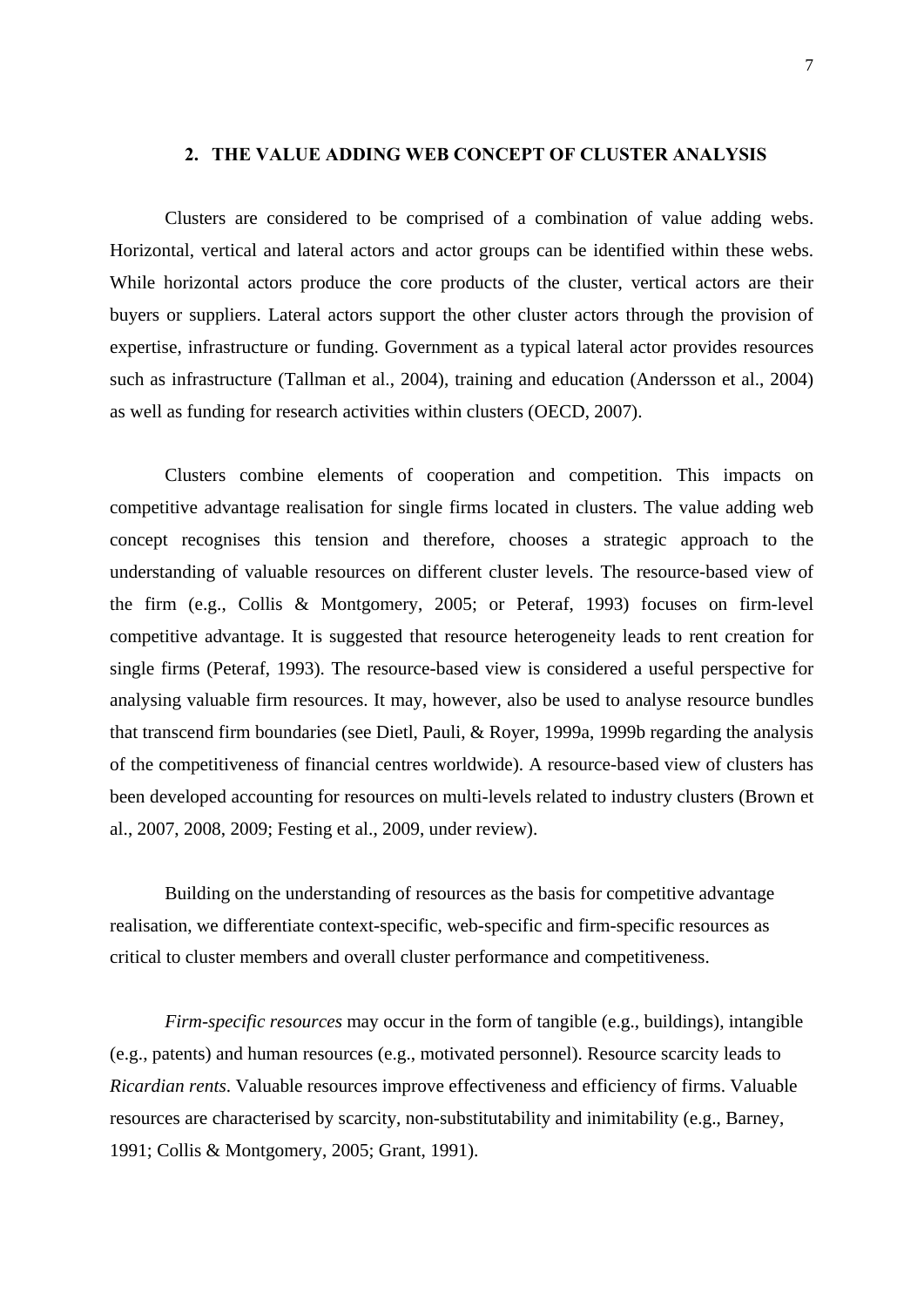## 2. THE VALUE ADDING WEB CONCEPT OF CLUSTER ANALYSIS

Clusters are considered to be comprised of a combination of value adding webs. Horizontal, vertical and lateral actors and actor groups can be identified within these webs. While horizontal actors produce the core products of the cluster, vertical actors are their buyers or suppliers. Lateral actors support the other cluster actors through the provision of expertise, infrastructure or funding. Government as a typical lateral actor provides resources such as infrastructure (Tallman et al., 2004), training and education (Andersson et al., 2004) as well as funding for research activities within clusters (OECD, 2007).

Clusters combine elements of cooperation and competition. This impacts on competitive advantage realisation for single firms located in clusters. The value adding web concept recognises this tension and therefore, chooses a strategic approach to the understanding of valuable resources on different cluster levels. The resource-based view of the firm (e.g., Collis & Montgomery, 2005; or Peteraf, 1993) focuses on firm-level competitive advantage. It is suggested that resource heterogeneity leads to rent creation for single firms (Peteraf, 1993). The resource-based view is considered a useful perspective for analysing valuable firm resources. It may, however, also be used to analyse resource bundles that transcend firm boundaries (see Dietl, Pauli, & Royer, 1999a, 1999b regarding the analysis of the competitiveness of financial centres worldwide). A resource-based view of clusters has been developed accounting for resources on multi-levels related to industry clusters (Brown et al., 2007, 2008, 2009; Festing et al., 2009, under review).

Building on the understanding of resources as the basis for competitive advantage realisation, we differentiate context-specific, web-specific and firm-specific resources as critical to cluster members and overall cluster performance and competitiveness.

*Firm-specific resources* may occur in the form of tangible (e.g., buildings), intangible (e.g., patents) and human resources (e.g., motivated personnel). Resource scarcity leads to *Ricardian rents*. Valuable resources improve effectiveness and efficiency of firms. Valuable resources are characterised by scarcity, non-substitutability and inimitability (e.g., Barney, 1991; Collis & Montgomery, 2005; Grant, 1991).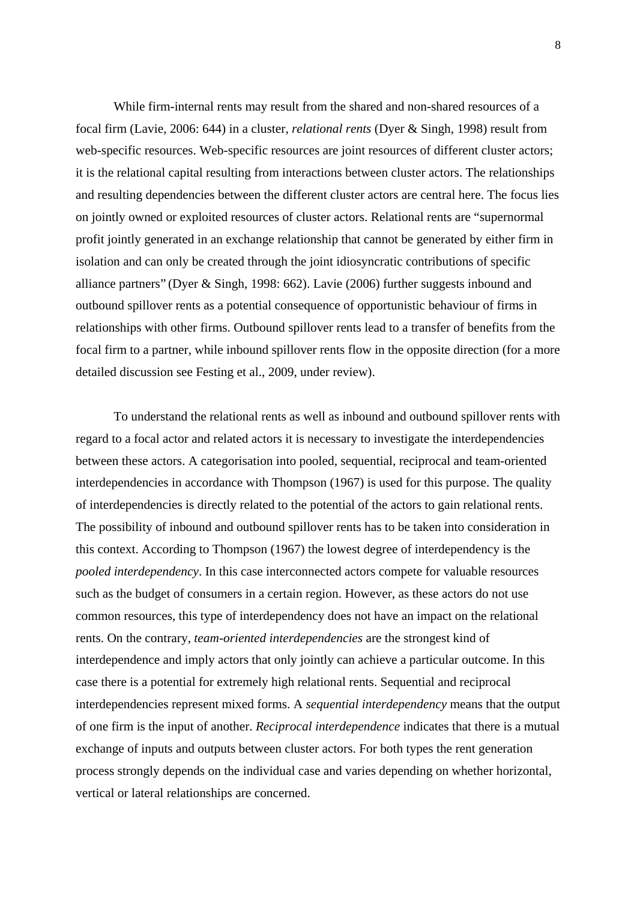While firm-internal rents may result from the shared and non-shared resources of a focal firm (Lavie, 2006: 644) in a cluster, *relational rents* (Dyer & Singh, 1998) result from web-specific resources. Web-specific resources are joint resources of different cluster actors; it is the relational capital resulting from interactions between cluster actors. The relationships and resulting dependencies between the different cluster actors are central here. The focus lies on jointly owned or exploited resources of cluster actors. Relational rents are "supernormal profit jointly generated in an exchange relationship that cannot be generated by either firm in isolation and can only be created through the joint idiosyncratic contributions of specific alliance partners" (Dyer & Singh, 1998: 662). Lavie (2006) further suggests inbound and outbound spillover rents as a potential consequence of opportunistic behaviour of firms in relationships with other firms. Outbound spillover rents lead to a transfer of benefits from the focal firm to a partner, while inbound spillover rents flow in the opposite direction (for a more detailed discussion see Festing et al., 2009, under review).

To understand the relational rents as well as inbound and outbound spillover rents with regard to a focal actor and related actors it is necessary to investigate the interdependencies between these actors. A categorisation into pooled, sequential, reciprocal and team-oriented interdependencies in accordance with Thompson (1967) is used for this purpose. The quality of interdependencies is directly related to the potential of the actors to gain relational rents. The possibility of inbound and outbound spillover rents has to be taken into consideration in this context. According to Thompson (1967) the lowest degree of interdependency is the *pooled interdependency*. In this case interconnected actors compete for valuable resources such as the budget of consumers in a certain region. However, as these actors do not use common resources, this type of interdependency does not have an impact on the relational rents. On the contrary, *team-oriented interdependencies* are the strongest kind of interdependence and imply actors that only jointly can achieve a particular outcome. In this case there is a potential for extremely high relational rents. Sequential and reciprocal interdependencies represent mixed forms. A *sequential interdependency* means that the output of one firm is the input of another. *Reciprocal interdependence* indicates that there is a mutual exchange of inputs and outputs between cluster actors. For both types the rent generation process strongly depends on the individual case and varies depending on whether horizontal, vertical or lateral relationships are concerned.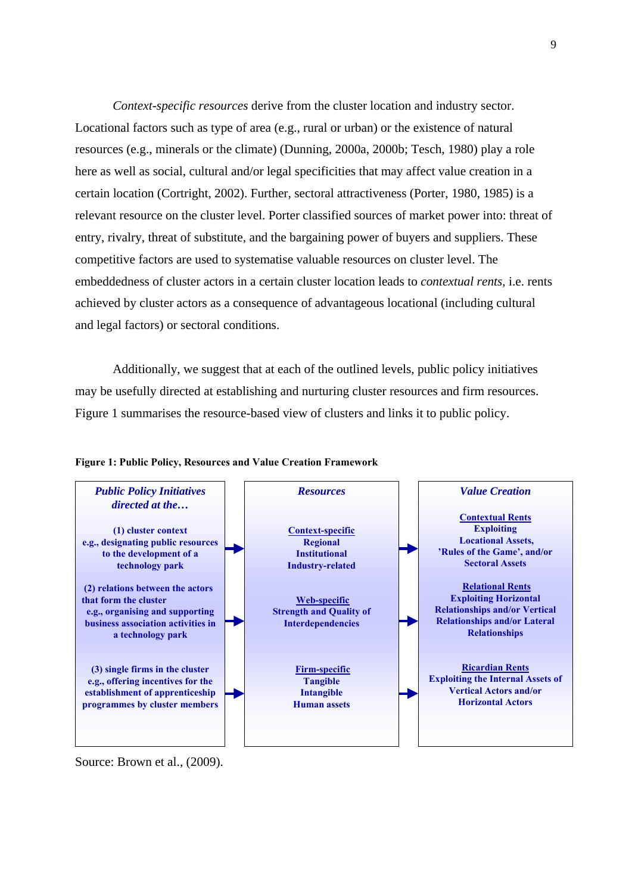*Context-specific resources* derive from the cluster location and industry sector. Locational factors such as type of area (e.g., rural or urban) or the existence of natural resources (e.g., minerals or the climate) (Dunning, 2000a, 2000b; Tesch, 1980) play a role here as well as social, cultural and/or legal specificities that may affect value creation in a certain location (Cortright, 2002). Further, sectoral attractiveness (Porter, 1980, 1985) is a relevant resource on the cluster level. Porter classified sources of market power into: threat of entry, rivalry, threat of substitute, and the bargaining power of buyers and suppliers. These competitive factors are used to systematise valuable resources on cluster level. The embeddedness of cluster actors in a certain cluster location leads to *contextual rents*, i.e. rents achieved by cluster actors as a consequence of advantageous locational (including cultural and legal factors) or sectoral conditions.

Additionally, we suggest that at each of the outlined levels, public policy initiatives may be usefully directed at establishing and nurturing cluster resources and firm resources. Figure 1 summarises the resource-based view of clusters and links it to public policy.

**Figure 1: Public Policy, Resources and Value Creation Framework**

| *Public Policy Initiatives directed at the…* | | *Resources* | | *Value Creation* |
|---|---|---|---|---|
| **(1) cluster context e.g., designating public resources to the development of a technology park** | → | **Context-specific** Regional Institutional Industry-related | → | **Contextual Rents** Exploiting Locational Assets, 'Rules of the Game', and/or Sectoral Assets |
| **(2) relations between the actors that form the cluster e.g., organising and supporting business association activities in a technology park** | → | **Web-specific** Strength and Quality of Interdependencies | → | **Relational Rents** Exploiting Horizontal Relationships and/or Vertical Relationships and/or Lateral Relationships |
| **(3) single firms in the cluster e.g., offering incentives for the establishment of apprenticeship programmes by cluster members** | → | **Firm-specific** Tangible Intangible Human assets | → | **Ricardian Rents** Exploiting the Internal Assets of Vertical Actors and/or Horizontal Actors |

Source: Brown et al., (2009).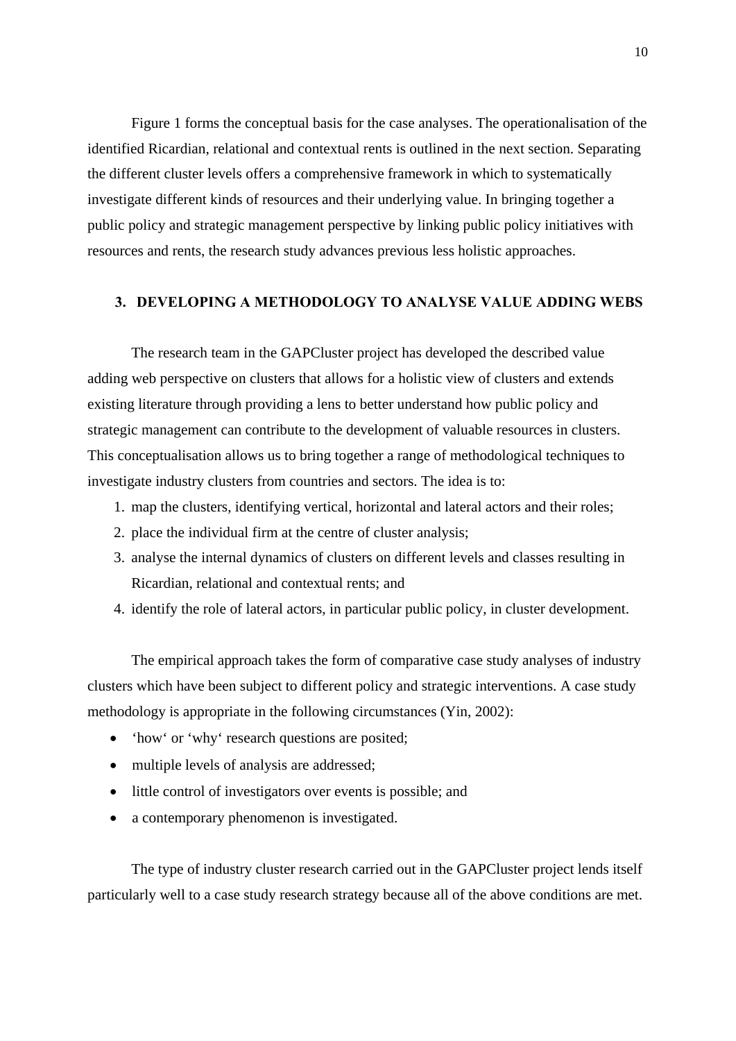Figure 1 forms the conceptual basis for the case analyses. The operationalisation of the identified Ricardian, relational and contextual rents is outlined in the next section. Separating the different cluster levels offers a comprehensive framework in which to systematically investigate different kinds of resources and their underlying value. In bringing together a public policy and strategic management perspective by linking public policy initiatives with resources and rents, the research study advances previous less holistic approaches.

## 3. DEVELOPING A METHODOLOGY TO ANALYSE VALUE ADDING WEBS

The research team in the GAPCluster project has developed the described value adding web perspective on clusters that allows for a holistic view of clusters and extends existing literature through providing a lens to better understand how public policy and strategic management can contribute to the development of valuable resources in clusters. This conceptualisation allows us to bring together a range of methodological techniques to investigate industry clusters from countries and sectors. The idea is to:

1. map the clusters, identifying vertical, horizontal and lateral actors and their roles;
2. place the individual firm at the centre of cluster analysis;
3. analyse the internal dynamics of clusters on different levels and classes resulting in Ricardian, relational and contextual rents; and
4. identify the role of lateral actors, in particular public policy, in cluster development.

The empirical approach takes the form of comparative case study analyses of industry clusters which have been subject to different policy and strategic interventions. A case study methodology is appropriate in the following circumstances (Yin, 2002):

- 'how' or 'why' research questions are posited;
- multiple levels of analysis are addressed;
- little control of investigators over events is possible; and
- a contemporary phenomenon is investigated.

The type of industry cluster research carried out in the GAPCluster project lends itself particularly well to a case study research strategy because all of the above conditions are met.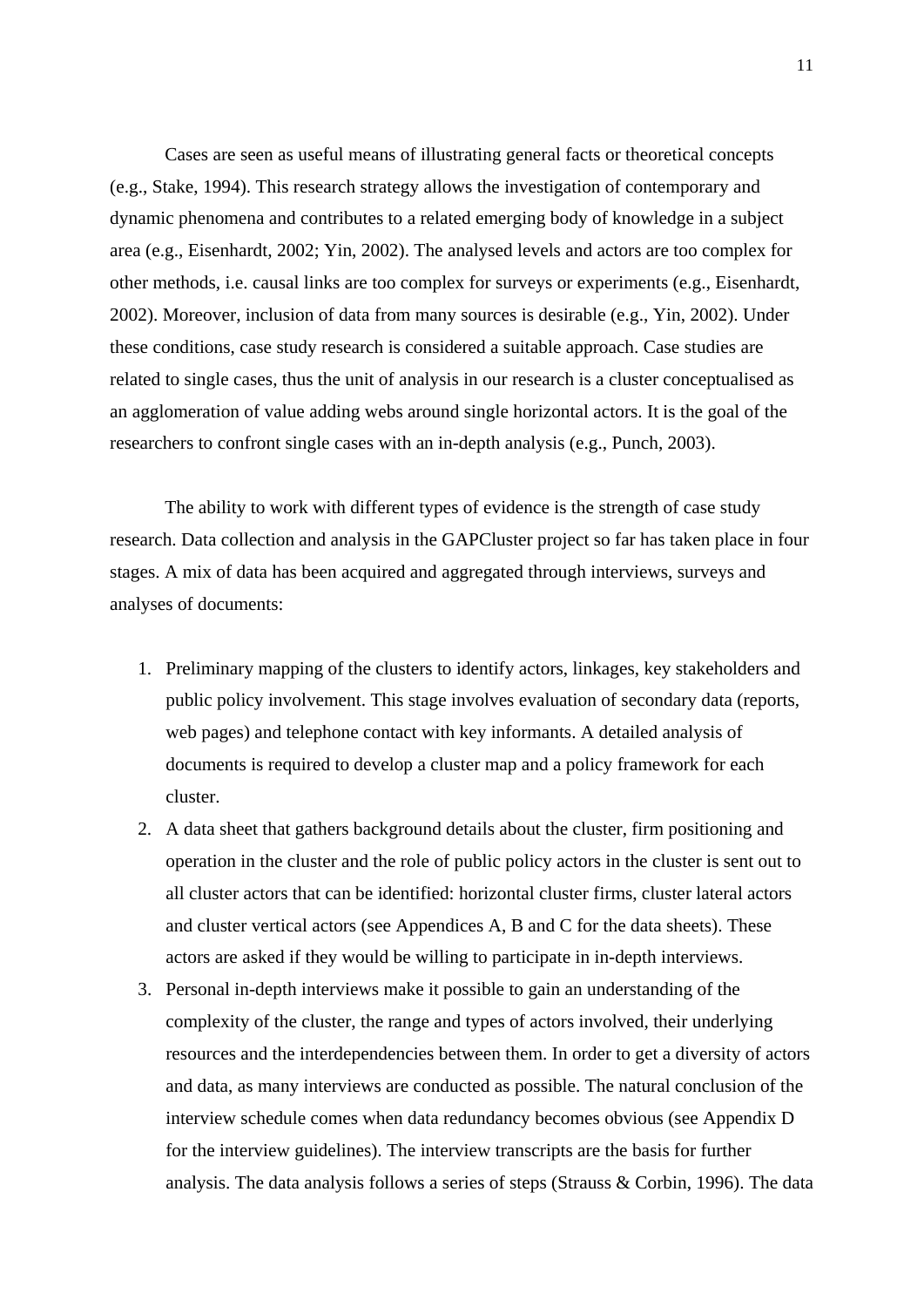Cases are seen as useful means of illustrating general facts or theoretical concepts (e.g., Stake, 1994). This research strategy allows the investigation of contemporary and dynamic phenomena and contributes to a related emerging body of knowledge in a subject area (e.g., Eisenhardt, 2002; Yin, 2002). The analysed levels and actors are too complex for other methods, i.e. causal links are too complex for surveys or experiments (e.g., Eisenhardt, 2002). Moreover, inclusion of data from many sources is desirable (e.g., Yin, 2002). Under these conditions, case study research is considered a suitable approach. Case studies are related to single cases, thus the unit of analysis in our research is a cluster conceptualised as an agglomeration of value adding webs around single horizontal actors. It is the goal of the researchers to confront single cases with an in-depth analysis (e.g., Punch, 2003).

The ability to work with different types of evidence is the strength of case study research. Data collection and analysis in the GAPCluster project so far has taken place in four stages. A mix of data has been acquired and aggregated through interviews, surveys and analyses of documents:

1. Preliminary mapping of the clusters to identify actors, linkages, key stakeholders and public policy involvement. This stage involves evaluation of secondary data (reports, web pages) and telephone contact with key informants. A detailed analysis of documents is required to develop a cluster map and a policy framework for each cluster.
2. A data sheet that gathers background details about the cluster, firm positioning and operation in the cluster and the role of public policy actors in the cluster is sent out to all cluster actors that can be identified: horizontal cluster firms, cluster lateral actors and cluster vertical actors (see Appendices A, B and C for the data sheets). These actors are asked if they would be willing to participate in in-depth interviews.
3. Personal in-depth interviews make it possible to gain an understanding of the complexity of the cluster, the range and types of actors involved, their underlying resources and the interdependencies between them. In order to get a diversity of actors and data, as many interviews are conducted as possible. The natural conclusion of the interview schedule comes when data redundancy becomes obvious (see Appendix D for the interview guidelines). The interview transcripts are the basis for further analysis. The data analysis follows a series of steps (Strauss & Corbin, 1996). The data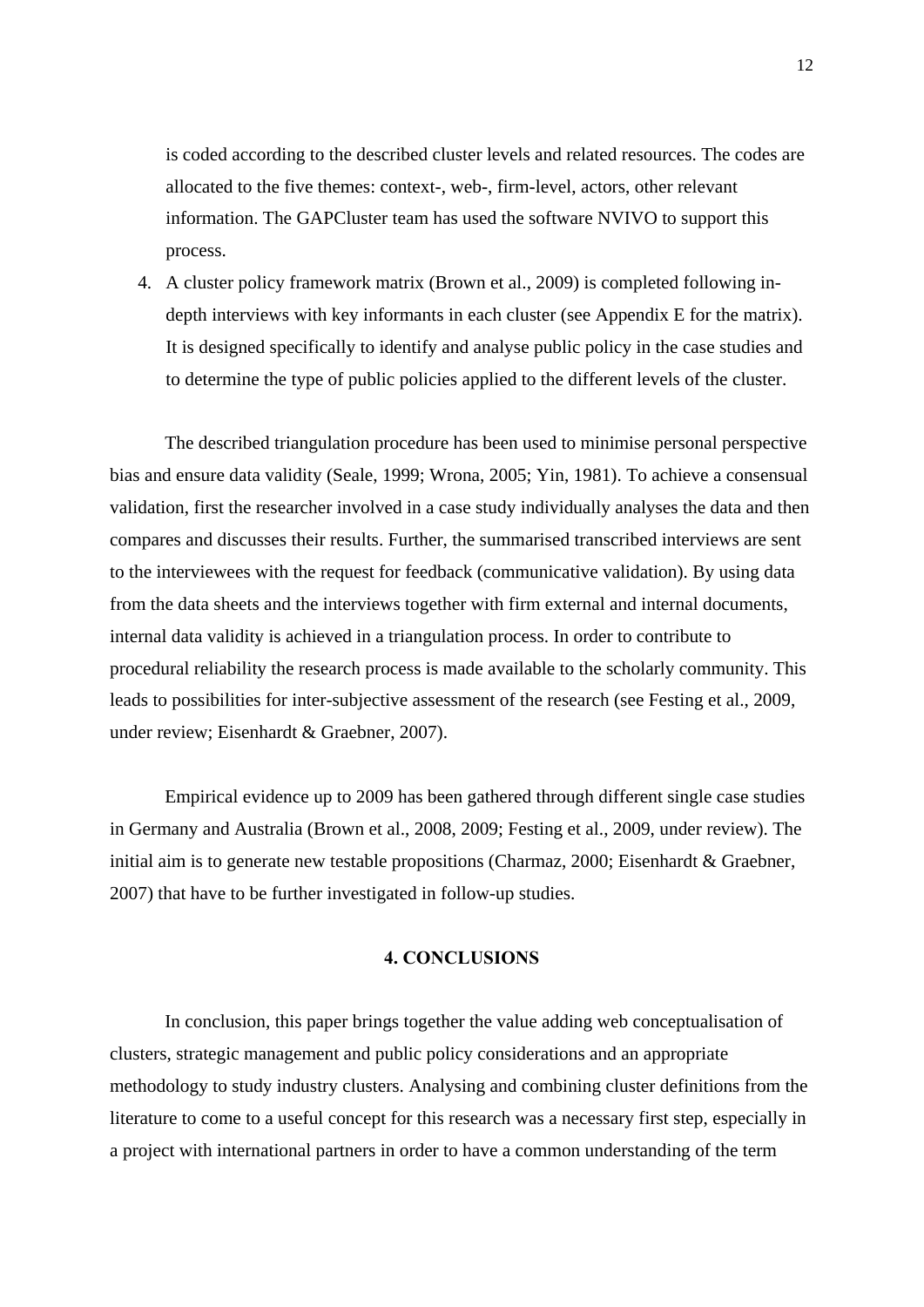is coded according to the described cluster levels and related resources. The codes are allocated to the five themes: context-, web-, firm-level, actors, other relevant information. The GAPCluster team has used the software NVIVO to support this process.

4. A cluster policy framework matrix (Brown et al., 2009) is completed following in-depth interviews with key informants in each cluster (see Appendix E for the matrix). It is designed specifically to identify and analyse public policy in the case studies and to determine the type of public policies applied to the different levels of the cluster.

The described triangulation procedure has been used to minimise personal perspective bias and ensure data validity (Seale, 1999; Wrona, 2005; Yin, 1981). To achieve a consensual validation, first the researcher involved in a case study individually analyses the data and then compares and discusses their results. Further, the summarised transcribed interviews are sent to the interviewees with the request for feedback (communicative validation). By using data from the data sheets and the interviews together with firm external and internal documents, internal data validity is achieved in a triangulation process. In order to contribute to procedural reliability the research process is made available to the scholarly community. This leads to possibilities for inter-subjective assessment of the research (see Festing et al., 2009, under review; Eisenhardt & Graebner, 2007).

Empirical evidence up to 2009 has been gathered through different single case studies in Germany and Australia (Brown et al., 2008, 2009; Festing et al., 2009, under review). The initial aim is to generate new testable propositions (Charmaz, 2000; Eisenhardt & Graebner, 2007) that have to be further investigated in follow-up studies.

## 4. CONCLUSIONS

In conclusion, this paper brings together the value adding web conceptualisation of clusters, strategic management and public policy considerations and an appropriate methodology to study industry clusters. Analysing and combining cluster definitions from the literature to come to a useful concept for this research was a necessary first step, especially in a project with international partners in order to have a common understanding of the term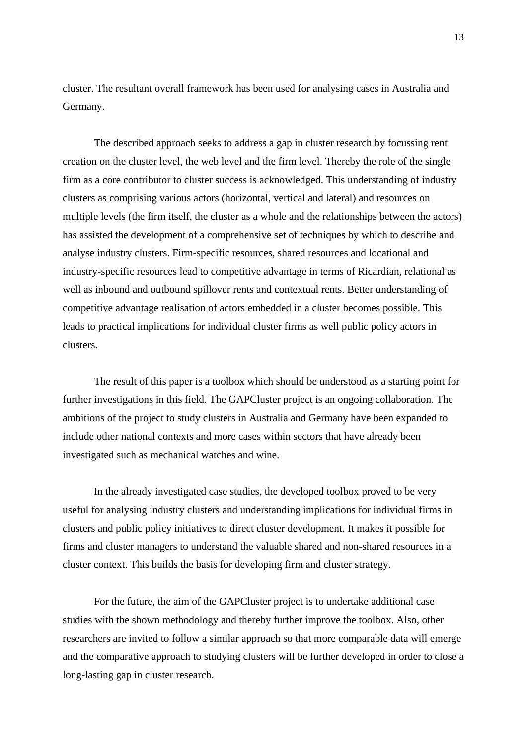cluster. The resultant overall framework has been used for analysing cases in Australia and Germany.

The described approach seeks to address a gap in cluster research by focussing rent creation on the cluster level, the web level and the firm level. Thereby the role of the single firm as a core contributor to cluster success is acknowledged. This understanding of industry clusters as comprising various actors (horizontal, vertical and lateral) and resources on multiple levels (the firm itself, the cluster as a whole and the relationships between the actors) has assisted the development of a comprehensive set of techniques by which to describe and analyse industry clusters. Firm-specific resources, shared resources and locational and industry-specific resources lead to competitive advantage in terms of Ricardian, relational as well as inbound and outbound spillover rents and contextual rents. Better understanding of competitive advantage realisation of actors embedded in a cluster becomes possible. This leads to practical implications for individual cluster firms as well public policy actors in clusters.

The result of this paper is a toolbox which should be understood as a starting point for further investigations in this field. The GAPCluster project is an ongoing collaboration. The ambitions of the project to study clusters in Australia and Germany have been expanded to include other national contexts and more cases within sectors that have already been investigated such as mechanical watches and wine.

In the already investigated case studies, the developed toolbox proved to be very useful for analysing industry clusters and understanding implications for individual firms in clusters and public policy initiatives to direct cluster development. It makes it possible for firms and cluster managers to understand the valuable shared and non-shared resources in a cluster context. This builds the basis for developing firm and cluster strategy.

For the future, the aim of the GAPCluster project is to undertake additional case studies with the shown methodology and thereby further improve the toolbox. Also, other researchers are invited to follow a similar approach so that more comparable data will emerge and the comparative approach to studying clusters will be further developed in order to close a long-lasting gap in cluster research.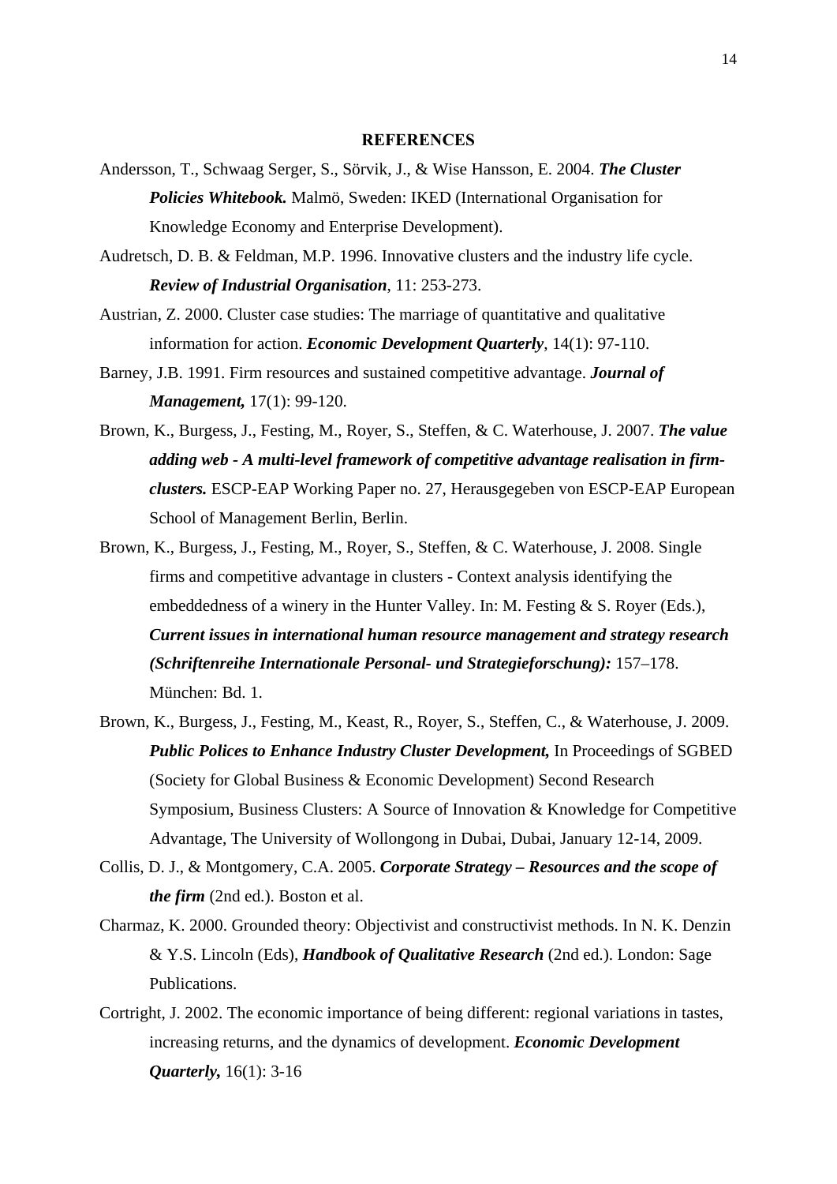## REFERENCES

Andersson, T., Schwaag Serger, S., Sörvik, J., & Wise Hansson, E. 2004. ***The Cluster Policies Whitebook.*** Malmö, Sweden: IKED (International Organisation for Knowledge Economy and Enterprise Development).

Audretsch, D. B. & Feldman, M.P. 1996. Innovative clusters and the industry life cycle. ***Review of Industrial Organisation***, 11: 253-273.

Austrian, Z. 2000. Cluster case studies: The marriage of quantitative and qualitative information for action. ***Economic Development Quarterly***, 14(1): 97-110.

Barney, J.B. 1991. Firm resources and sustained competitive advantage. ***Journal of Management,*** 17(1): 99-120.

Brown, K., Burgess, J., Festing, M., Royer, S., Steffen, & C. Waterhouse, J. 2007. ***The value adding web - A multi-level framework of competitive advantage realisation in firm-clusters.*** ESCP-EAP Working Paper no. 27, Herausgegeben von ESCP-EAP European School of Management Berlin, Berlin.

Brown, K., Burgess, J., Festing, M., Royer, S., Steffen, & C. Waterhouse, J. 2008. Single firms and competitive advantage in clusters - Context analysis identifying the embeddedness of a winery in the Hunter Valley. In: M. Festing & S. Royer (Eds.), ***Current issues in international human resource management and strategy research (Schriftenreihe Internationale Personal- und Strategieforschung):*** 157–178. München: Bd. 1.

Brown, K., Burgess, J., Festing, M., Keast, R., Royer, S., Steffen, C., & Waterhouse, J. 2009. ***Public Polices to Enhance Industry Cluster Development,*** In Proceedings of SGBED (Society for Global Business & Economic Development) Second Research Symposium, Business Clusters: A Source of Innovation & Knowledge for Competitive Advantage, The University of Wollongong in Dubai, Dubai, January 12-14, 2009.

Collis, D. J., & Montgomery, C.A. 2005. ***Corporate Strategy – Resources and the scope of the firm*** (2nd ed.). Boston et al.

Charmaz, K. 2000. Grounded theory: Objectivist and constructivist methods. In N. K. Denzin & Y.S. Lincoln (Eds), ***Handbook of Qualitative Research*** (2nd ed.). London: Sage Publications.

Cortright, J. 2002. The economic importance of being different: regional variations in tastes, increasing returns, and the dynamics of development. ***Economic Development Quarterly,*** 16(1): 3-16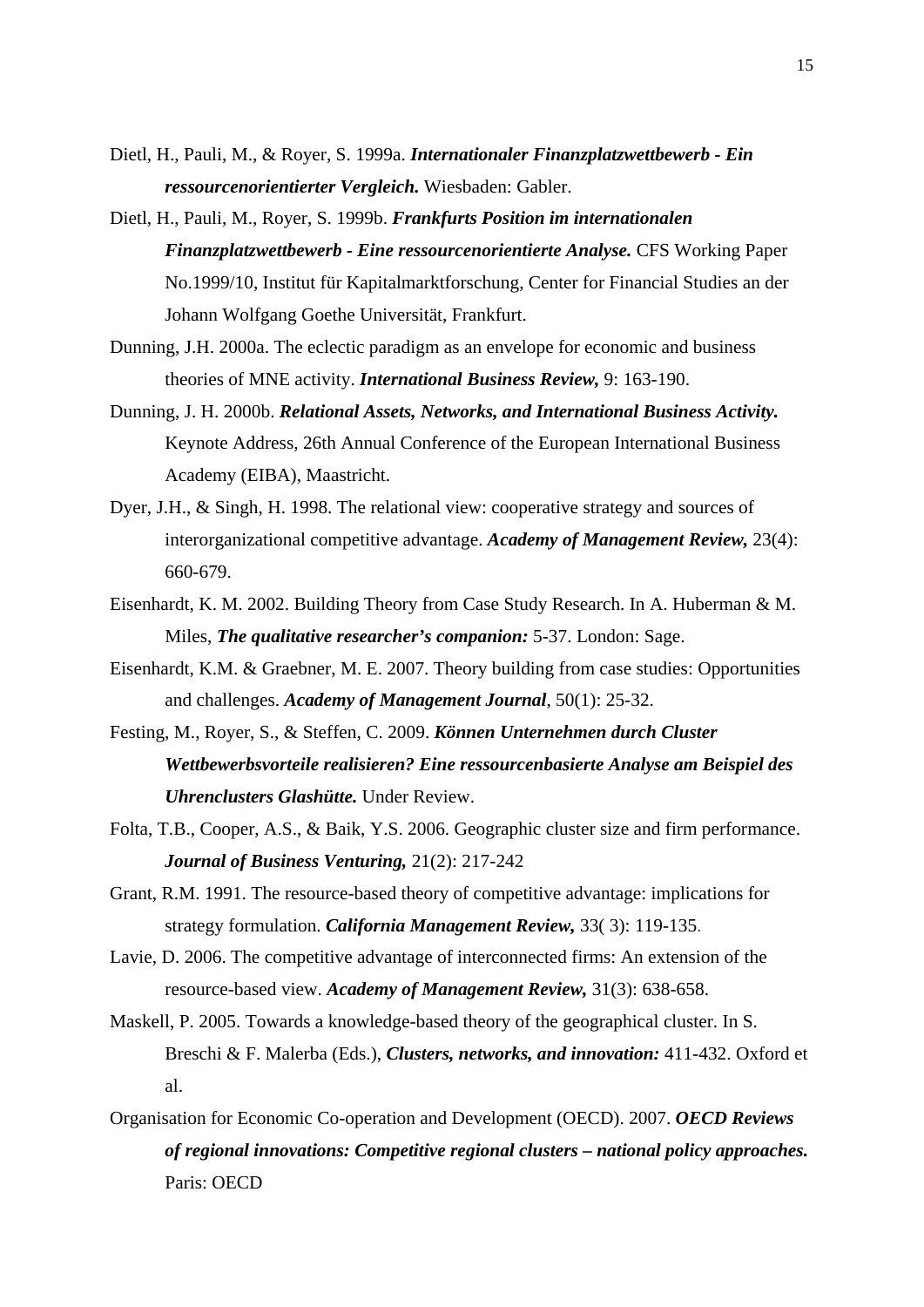Dietl, H., Pauli, M., & Royer, S. 1999a. ***Internationaler Finanzplatzwettbewerb - Ein ressourcenorientierter Vergleich.*** Wiesbaden: Gabler.

Dietl, H., Pauli, M., Royer, S. 1999b. ***Frankfurts Position im internationalen Finanzplatzwettbewerb - Eine ressourcenorientierte Analyse.*** CFS Working Paper No.1999/10, Institut für Kapitalmarktforschung, Center for Financial Studies an der Johann Wolfgang Goethe Universität, Frankfurt.

Dunning, J.H. 2000a. The eclectic paradigm as an envelope for economic and business theories of MNE activity. ***International Business Review,*** 9: 163-190.

Dunning, J. H. 2000b. ***Relational Assets, Networks, and International Business Activity.*** Keynote Address, 26th Annual Conference of the European International Business Academy (EIBA), Maastricht.

Dyer, J.H., & Singh, H. 1998. The relational view: cooperative strategy and sources of interorganizational competitive advantage. ***Academy of Management Review,*** 23(4): 660-679.

Eisenhardt, K. M. 2002. Building Theory from Case Study Research. In A. Huberman & M. Miles, ***The qualitative researcher's companion:*** 5-37. London: Sage.

Eisenhardt, K.M. & Graebner, M. E. 2007. Theory building from case studies: Opportunities and challenges. ***Academy of Management Journal***, 50(1): 25-32.

Festing, M., Royer, S., & Steffen, C. 2009. ***Können Unternehmen durch Cluster Wettbewerbsvorteile realisieren? Eine ressourcenbasierte Analyse am Beispiel des Uhrenclusters Glashütte.*** Under Review.

Folta, T.B., Cooper, A.S., & Baik, Y.S. 2006. Geographic cluster size and firm performance. ***Journal of Business Venturing,*** 21(2): 217-242

Grant, R.M. 1991. The resource-based theory of competitive advantage: implications for strategy formulation. ***California Management Review,*** 33( 3): 119-135.

Lavie, D. 2006. The competitive advantage of interconnected firms: An extension of the resource-based view. ***Academy of Management Review,*** 31(3): 638-658.

Maskell, P. 2005. Towards a knowledge-based theory of the geographical cluster. In S. Breschi & F. Malerba (Eds.), ***Clusters, networks, and innovation:*** 411-432. Oxford et al.

Organisation for Economic Co-operation and Development (OECD). 2007. ***OECD Reviews of regional innovations: Competitive regional clusters – national policy approaches.*** Paris: OECD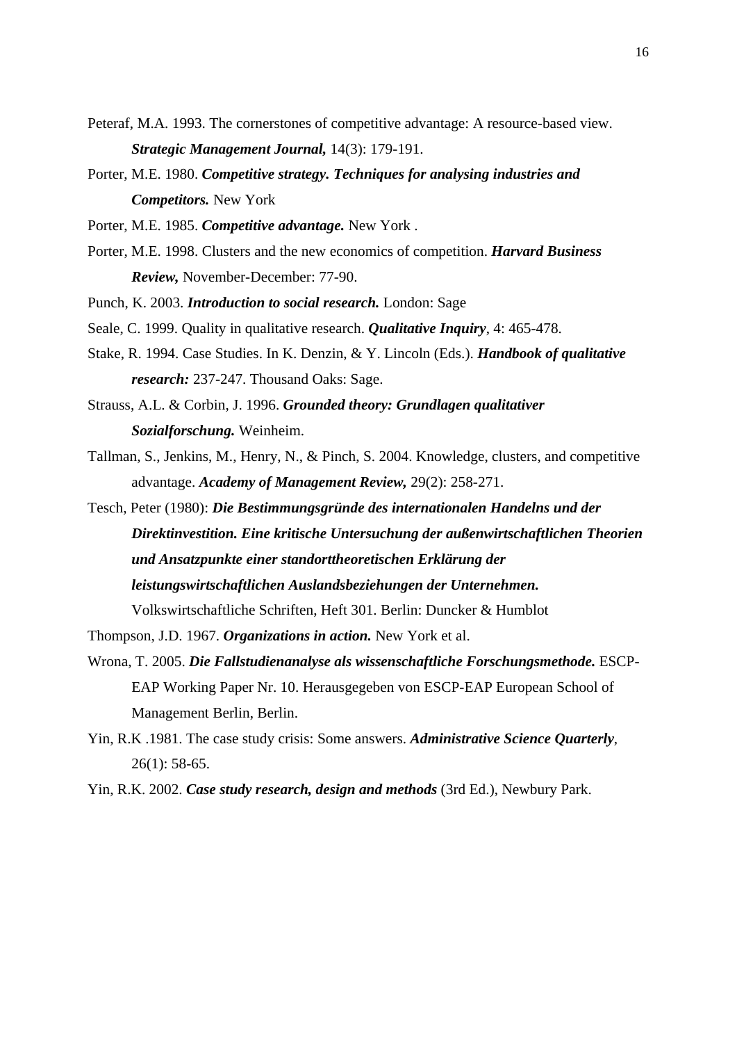Peteraf, M.A. 1993. The cornerstones of competitive advantage: A resource-based view. ***Strategic Management Journal,*** 14(3): 179-191.

Porter, M.E. 1980. ***Competitive strategy. Techniques for analysing industries and Competitors.*** New York

Porter, M.E. 1985. ***Competitive advantage.*** New York .

Porter, M.E. 1998. Clusters and the new economics of competition. ***Harvard Business Review,*** November-December: 77-90.

Punch, K. 2003. ***Introduction to social research.*** London: Sage

Seale, C. 1999. Quality in qualitative research. ***Qualitative Inquiry***, 4: 465-478.

Stake, R. 1994. Case Studies. In K. Denzin, & Y. Lincoln (Eds.). ***Handbook of qualitative research:*** 237-247. Thousand Oaks: Sage.

Strauss, A.L. & Corbin, J. 1996. ***Grounded theory: Grundlagen qualitativer Sozialforschung.*** Weinheim.

Tallman, S., Jenkins, M., Henry, N., & Pinch, S. 2004. Knowledge, clusters, and competitive advantage. ***Academy of Management Review,*** 29(2): 258-271.

Tesch, Peter (1980): ***Die Bestimmungsgründe des internationalen Handelns und der Direktinvestition. Eine kritische Untersuchung der außenwirtschaftlichen Theorien und Ansatzpunkte einer standorttheoretischen Erklärung der leistungswirtschaftlichen Auslandsbeziehungen der Unternehmen.*** Volkswirtschaftliche Schriften, Heft 301. Berlin: Duncker & Humblot

Thompson, J.D. 1967. ***Organizations in action.*** New York et al.

Wrona, T. 2005. ***Die Fallstudienanalyse als wissenschaftliche Forschungsmethode.*** ESCP-EAP Working Paper Nr. 10. Herausgegeben von ESCP-EAP European School of Management Berlin, Berlin.

Yin, R.K .1981. The case study crisis: Some answers. ***Administrative Science Quarterly***, 26(1): 58-65.

Yin, R.K. 2002. ***Case study research, design and methods*** (3rd Ed.), Newbury Park.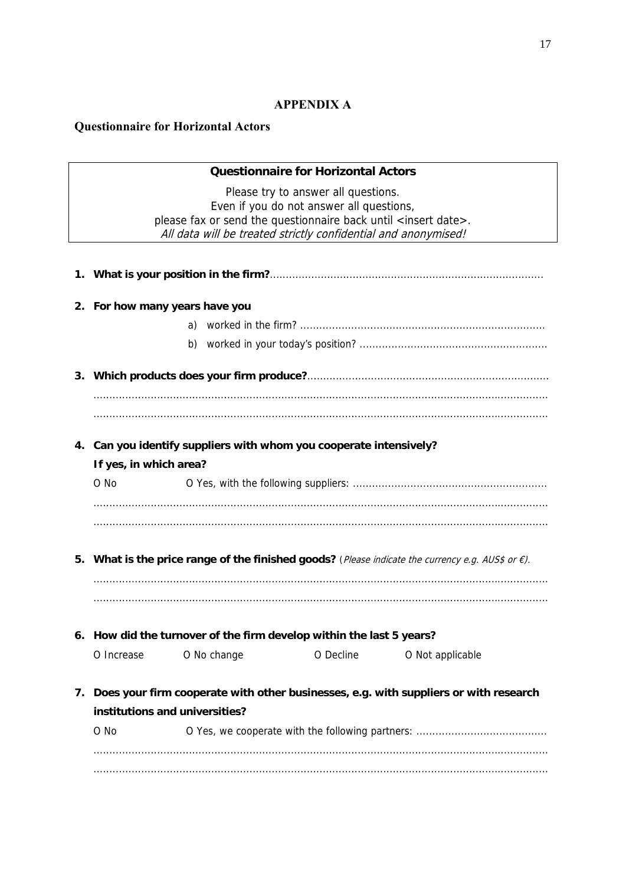## APPENDIX A

### Questionnaire for Horizontal Actors

**Questionnaire for Horizontal Actors**

Please try to answer all questions.
Even if you do not answer all questions,
please fax or send the questionnaire back until <insert date>.
*All data will be treated strictly confidential and anonymised!*

1. **What is your position in the firm?**.....................................................................................

2. **For how many years have you**
   a) worked in the firm? ............................................................................
   b) worked in your today's position? ..........................................................

3. **Which products does your firm produce?**...........................................................................
.............................................................................................................................................
.............................................................................................................................................

4. **Can you identify suppliers with whom you cooperate intensively?**
   **If yes, in which area?**
   O No O Yes, with the following suppliers: ............................................................
.............................................................................................................................................
.............................................................................................................................................

5. **What is the price range of the finished goods?** (*Please indicate the currency e.g. AUS$ or €).*
.............................................................................................................................................
.............................................................................................................................................

6. **How did the turnover of the firm develop within the last 5 years?**
   O Increase O No change O Decline O Not applicable

7. **Does your firm cooperate with other businesses, e.g. with suppliers or with research institutions and universities?**
   O No O Yes, we cooperate with the following partners: .........................................
.............................................................................................................................................
.............................................................................................................................................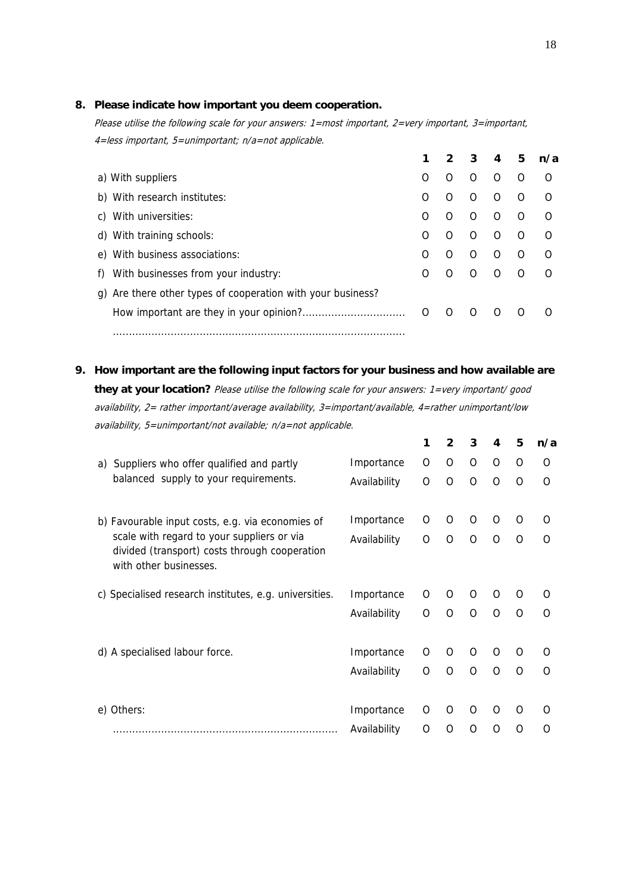**8. Please indicate how important you deem cooperation.**

*Please utilise the following scale for your answers: 1=most important, 2=very important, 3=important, 4=less important, 5=unimportant; n/a=not applicable.*

| | 1 | 2 | 3 | 4 | 5 | n/a |
|---|---|---|---|---|---|---|
| a) With suppliers | O | O | O | O | O | O |
| b) With research institutes: | O | O | O | O | O | O |
| c) With universities: | O | O | O | O | O | O |
| d) With training schools: | O | O | O | O | O | O |
| e) With business associations: | O | O | O | O | O | O |
| f) With businesses from your industry: | O | O | O | O | O | O |
| g) Are there other types of cooperation with your business? How important are they in your opinion?................................ | O | O | O | O | O | O |
| ......................................................................................... | | | | | | |

**9. How important are the following input factors for your business and how available are they at your location?** *Please utilise the following scale for your answers: 1=very important/ good availability, 2= rather important/average availability, 3=important/available, 4=rather unimportant/low availability, 5=unimportant/not available; n/a=not applicable.*

| | | 1 | 2 | 3 | 4 | 5 | n/a |
|---|---|---|---|---|---|---|---|
| a) Suppliers who offer qualified and partly balanced supply to your requirements. | Importance | O | O | O | O | O | O |
| | Availability | O | O | O | O | O | O |
| b) Favourable input costs, e.g. via economies of scale with regard to your suppliers or via divided (transport) costs through cooperation with other businesses. | Importance | O | O | O | O | O | O |
| | Availability | O | O | O | O | O | O |
| c) Specialised research institutes, e.g. universities. | Importance | O | O | O | O | O | O |
| | Availability | O | O | O | O | O | O |
| d) A specialised labour force. | Importance | O | O | O | O | O | O |
| | Availability | O | O | O | O | O | O |
| e) Others: | Importance | O | O | O | O | O | O |
| ..................................................................... | Availability | O | O | O | O | O | O |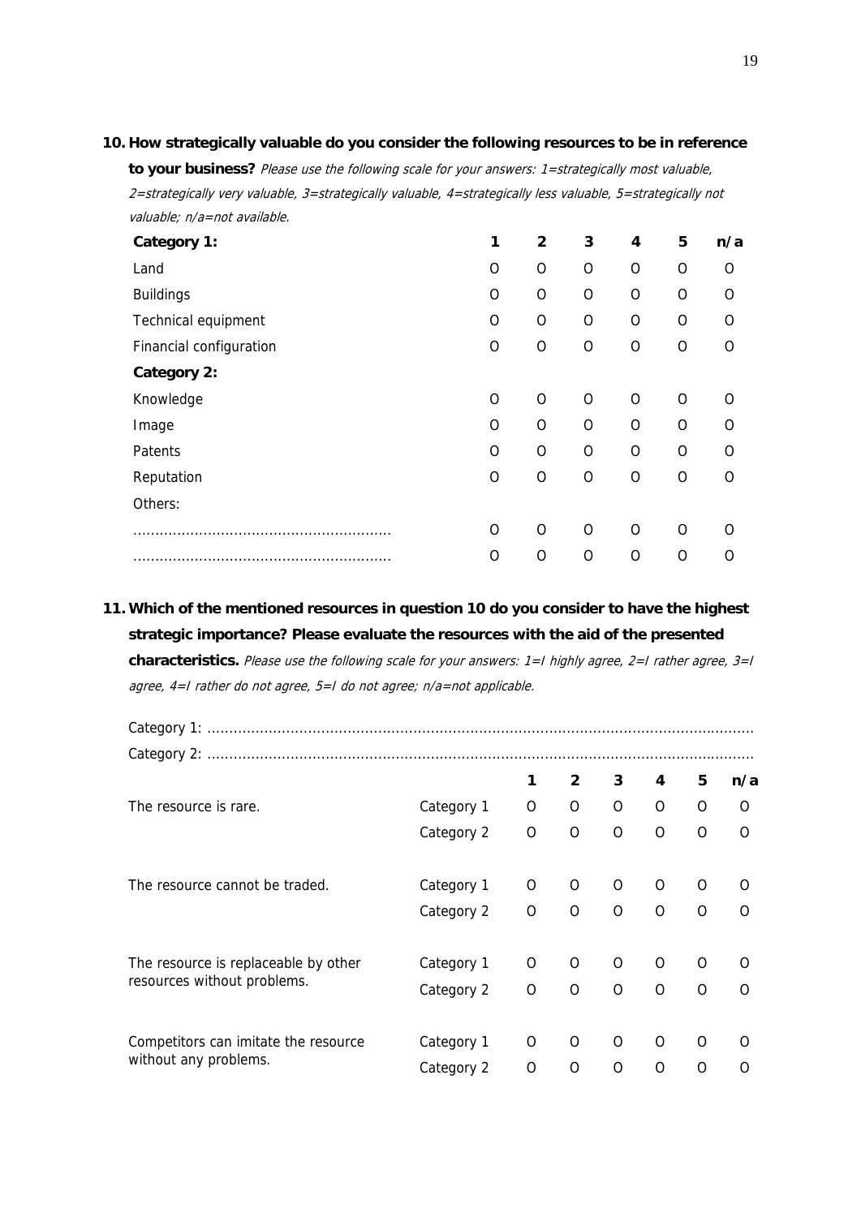**10. How strategically valuable do you consider the following resources to be in reference to your business?** *Please use the following scale for your answers: 1=strategically most valuable, 2=strategically very valuable, 3=strategically valuable, 4=strategically less valuable, 5=strategically not valuable; n/a=not available.*

| **Category 1:** | **1** | **2** | **3** | **4** | **5** | **n/a** |
|---|---|---|---|---|---|---|
| Land | O | O | O | O | O | O |
| Buildings | O | O | O | O | O | O |
| Technical equipment | O | O | O | O | O | O |
| Financial configuration | O | O | O | O | O | O |
| **Category 2:** | | | | | | |
| Knowledge | O | O | O | O | O | O |
| Image | O | O | O | O | O | O |
| Patents | O | O | O | O | O | O |
| Reputation | O | O | O | O | O | O |
| Others: | | | | | | |
| ........................................................ | O | O | O | O | O | O |
| ........................................................ | O | O | O | O | O | O |

**11. Which of the mentioned resources in question 10 do you consider to have the highest strategic importance? Please evaluate the resources with the aid of the presented characteristics.** *Please use the following scale for your answers: 1=I highly agree, 2=I rather agree, 3=I agree, 4=I rather do not agree, 5=I do not agree; n/a=not applicable.*

Category 1: ..........................................................................................................................

Category 2: ..........................................................................................................................

| | | **1** | **2** | **3** | **4** | **5** | **n/a** |
|---|---|---|---|---|---|---|---|
| The resource is rare. | Category 1 | O | O | O | O | O | O |
| | Category 2 | O | O | O | O | O | O |
| The resource cannot be traded. | Category 1 | O | O | O | O | O | O |
| | Category 2 | O | O | O | O | O | O |
| The resource is replaceable by other resources without problems. | Category 1 | O | O | O | O | O | O |
| | Category 2 | O | O | O | O | O | O |
| Competitors can imitate the resource without any problems. | Category 1 | O | O | O | O | O | O |
| | Category 2 | O | O | O | O | O | O |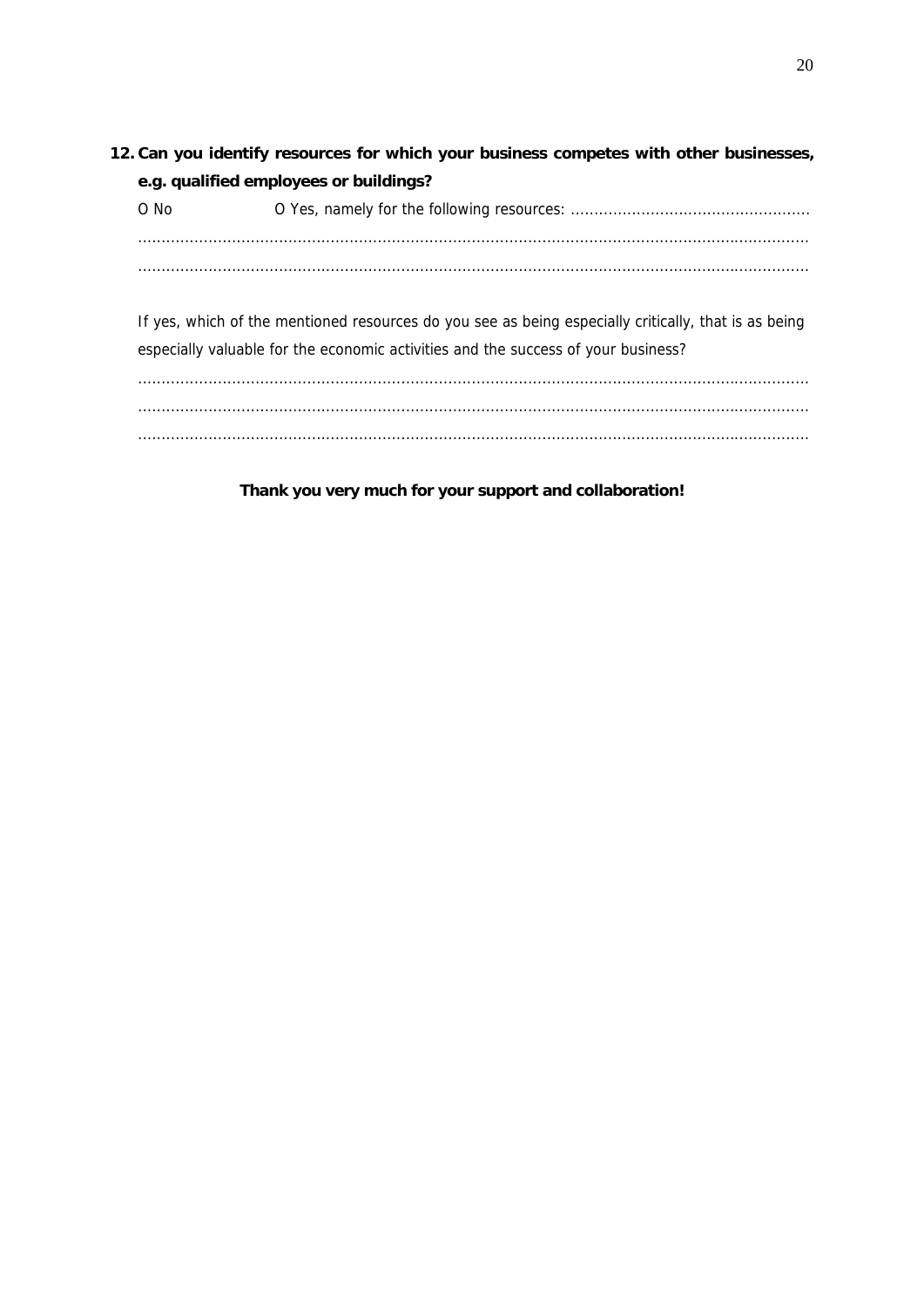**12. Can you identify resources for which your business competes with other businesses, e.g. qualified employees or buildings?**

O No O Yes, namely for the following resources: ..................................................

.............................................................................................................................................

.............................................................................................................................................

If yes, which of the mentioned resources do you see as being especially critically, that is as being especially valuable for the economic activities and the success of your business?

.............................................................................................................................................

.............................................................................................................................................

.............................................................................................................................................

**Thank you very much for your support and collaboration!**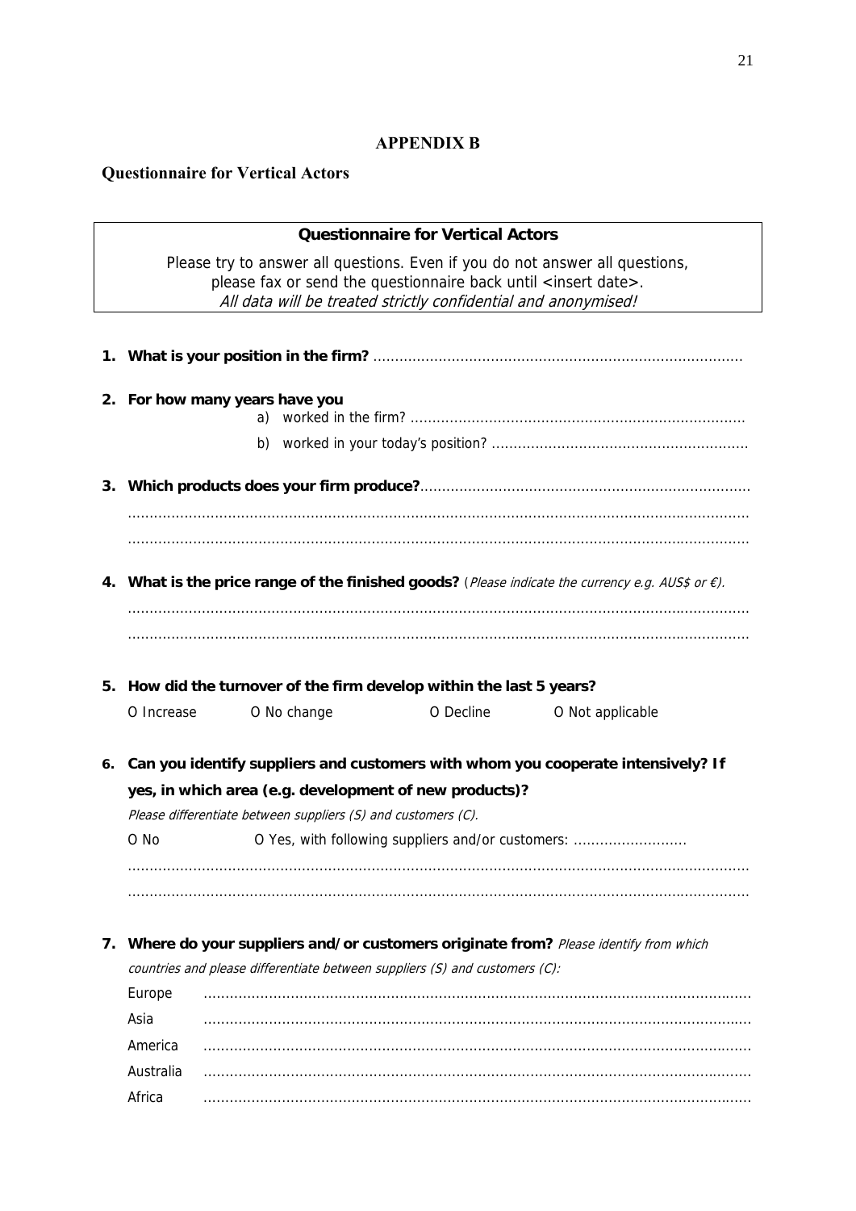## APPENDIX B

### Questionnaire for Vertical Actors

**Questionnaire for Vertical Actors**

Please try to answer all questions. Even if you do not answer all questions, please fax or send the questionnaire back until <insert date>.
*All data will be treated strictly confidential and anonymised!*

1. **What is your position in the firm?** ....................................................................................

2. **For how many years have you**
   a) worked in the firm? ............................................................................
   b) worked in your today's position? ..........................................................

3. **Which products does your firm produce?**...........................................................................
   ...............................................................................................................................................
   ...............................................................................................................................................

4. **What is the price range of the finished goods?** (*Please indicate the currency e.g. AUS$ or €).*
   ...............................................................................................................................................
   ...............................................................................................................................................

5. **How did the turnover of the firm develop within the last 5 years?**
   O Increase   O No change   O Decline   O Not applicable

6. **Can you identify suppliers and customers with whom you cooperate intensively? If yes, in which area (e.g. development of new products)?**
   *Please differentiate between suppliers (S) and customers (C).*
   O No   O Yes, with following suppliers and/or customers: ..........................
   ...............................................................................................................................................
   ...............................................................................................................................................

7. **Where do your suppliers and/or customers originate from?** *Please identify from which countries and please differentiate between suppliers (S) and customers (C):*
   Europe .............................................................................................................................
   Asia .............................................................................................................................
   America .............................................................................................................................
   Australia .............................................................................................................................
   Africa .............................................................................................................................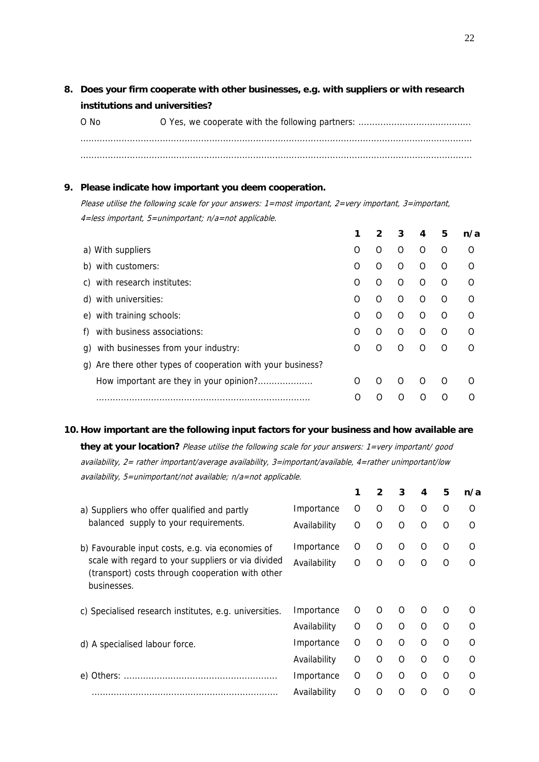**8. Does your firm cooperate with other businesses, e.g. with suppliers or with research institutions and universities?**

O No O Yes, we cooperate with the following partners: ..........................................

.............................................................................................................................................

.............................................................................................................................................

**9. Please indicate how important you deem cooperation.**

*Please utilise the following scale for your answers: 1=most important, 2=very important, 3=important, 4=less important, 5=unimportant; n/a=not applicable.*

| | 1 | 2 | 3 | 4 | 5 | n/a |
|---|---|---|---|---|---|---|
| a) With suppliers | O | O | O | O | O | O |
| b) with customers: | O | O | O | O | O | O |
| c) with research institutes: | O | O | O | O | O | O |
| d) with universities: | O | O | O | O | O | O |
| e) with training schools: | O | O | O | O | O | O |
| f) with business associations: | O | O | O | O | O | O |
| g) with businesses from your industry: | O | O | O | O | O | O |
| g) Are there other types of cooperation with your business? | | | | | | |
| How important are they in your opinion?.................... | O | O | O | O | O | O |
| ............................................................................ | O | O | O | O | O | O |

**10. How important are the following input factors for your business and how available are they at your location?** *Please utilise the following scale for your answers: 1=very important/ good availability, 2= rather important/average availability, 3=important/available, 4=rather unimportant/low availability, 5=unimportant/not available; n/a=not applicable.*

| | | 1 | 2 | 3 | 4 | 5 | n/a |
|---|---|---|---|---|---|---|---|
| a) Suppliers who offer qualified and partly balanced supply to your requirements. | Importance | O | O | O | O | O | O |
| | Availability | O | O | O | O | O | O |
| b) Favourable input costs, e.g. via economies of scale with regard to your suppliers or via divided (transport) costs through cooperation with other businesses. | Importance | O | O | O | O | O | O |
| | Availability | O | O | O | O | O | O |
| c) Specialised research institutes, e.g. universities. | Importance | O | O | O | O | O | O |
| | Availability | O | O | O | O | O | O |
| d) A specialised labour force. | Importance | O | O | O | O | O | O |
| | Availability | O | O | O | O | O | O |
| e) Others: ....................................................... | Importance | O | O | O | O | O | O |
| ................................................................... | Availability | O | O | O | O | O | O |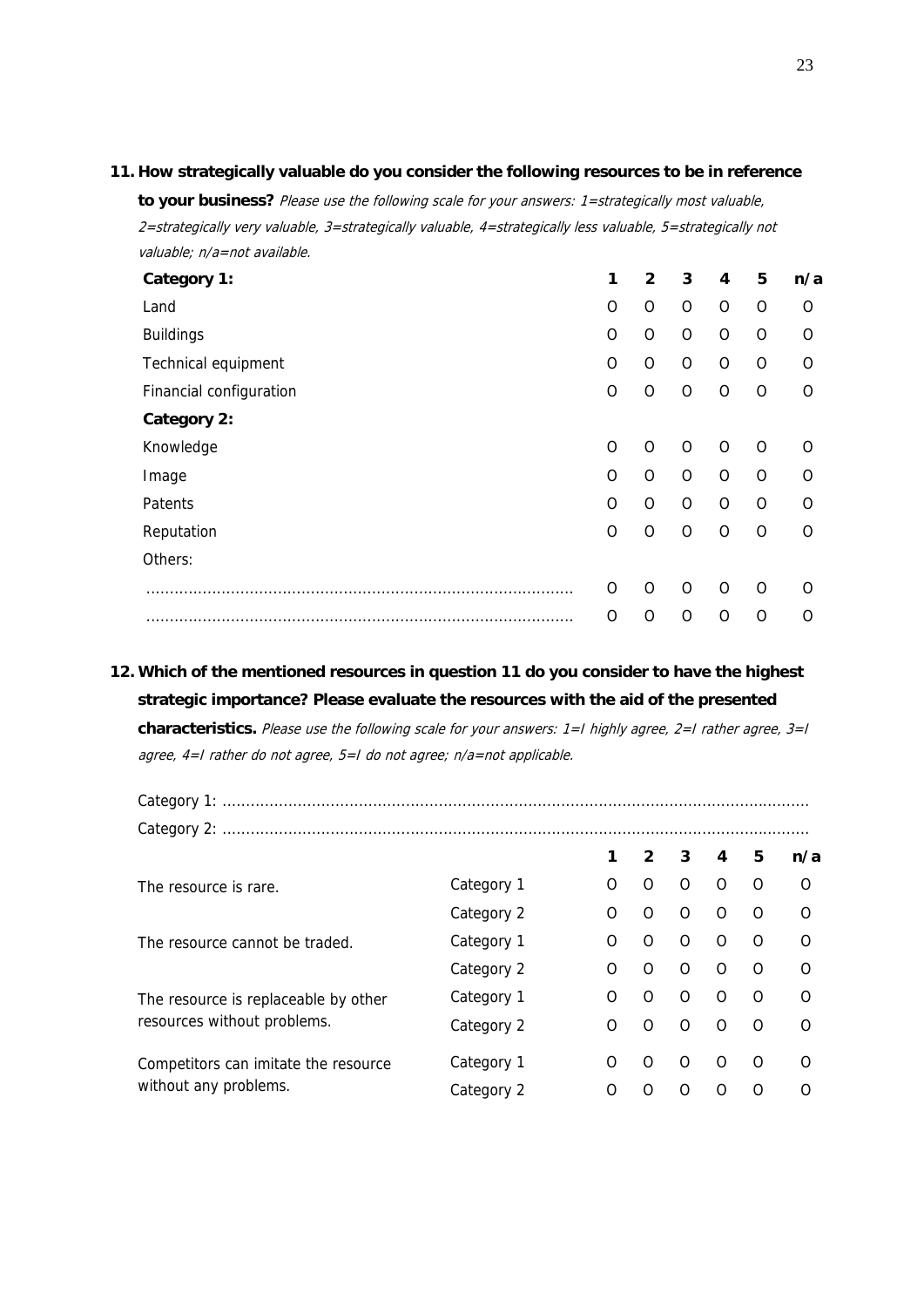**11. How strategically valuable do you consider the following resources to be in reference to your business?** *Please use the following scale for your answers: 1=strategically most valuable, 2=strategically very valuable, 3=strategically valuable, 4=strategically less valuable, 5=strategically not valuable; n/a=not available.*

| **Category 1:** | **1** | **2** | **3** | **4** | **5** | **n/a** |
|---|---|---|---|---|---|---|
| Land | O | O | O | O | O | O |
| Buildings | O | O | O | O | O | O |
| Technical equipment | O | O | O | O | O | O |
| Financial configuration | O | O | O | O | O | O |
| **Category 2:** | | | | | | |
| Knowledge | O | O | O | O | O | O |
| Image | O | O | O | O | O | O |
| Patents | O | O | O | O | O | O |
| Reputation | O | O | O | O | O | O |
| Others: | | | | | | |
| ........................................................................................ | O | O | O | O | O | O |
| ........................................................................................ | O | O | O | O | O | O |

**12. Which of the mentioned resources in question 11 do you consider to have the highest strategic importance? Please evaluate the resources with the aid of the presented characteristics.** *Please use the following scale for your answers: 1=I highly agree, 2=I rather agree, 3=I agree, 4=I rather do not agree, 5=I do not agree; n/a=not applicable.*

Category 1: ..........................................................................................................................

Category 2: ..........................................................................................................................

| | | **1** | **2** | **3** | **4** | **5** | **n/a** |
|---|---|---|---|---|---|---|---|
| The resource is rare. | Category 1 | O | O | O | O | O | O |
| | Category 2 | O | O | O | O | O | O |
| The resource cannot be traded. | Category 1 | O | O | O | O | O | O |
| | Category 2 | O | O | O | O | O | O |
| The resource is replaceable by other resources without problems. | Category 1 | O | O | O | O | O | O |
| | Category 2 | O | O | O | O | O | O |
| Competitors can imitate the resource without any problems. | Category 1 | O | O | O | O | O | O |
| | Category 2 | O | O | O | O | O | O |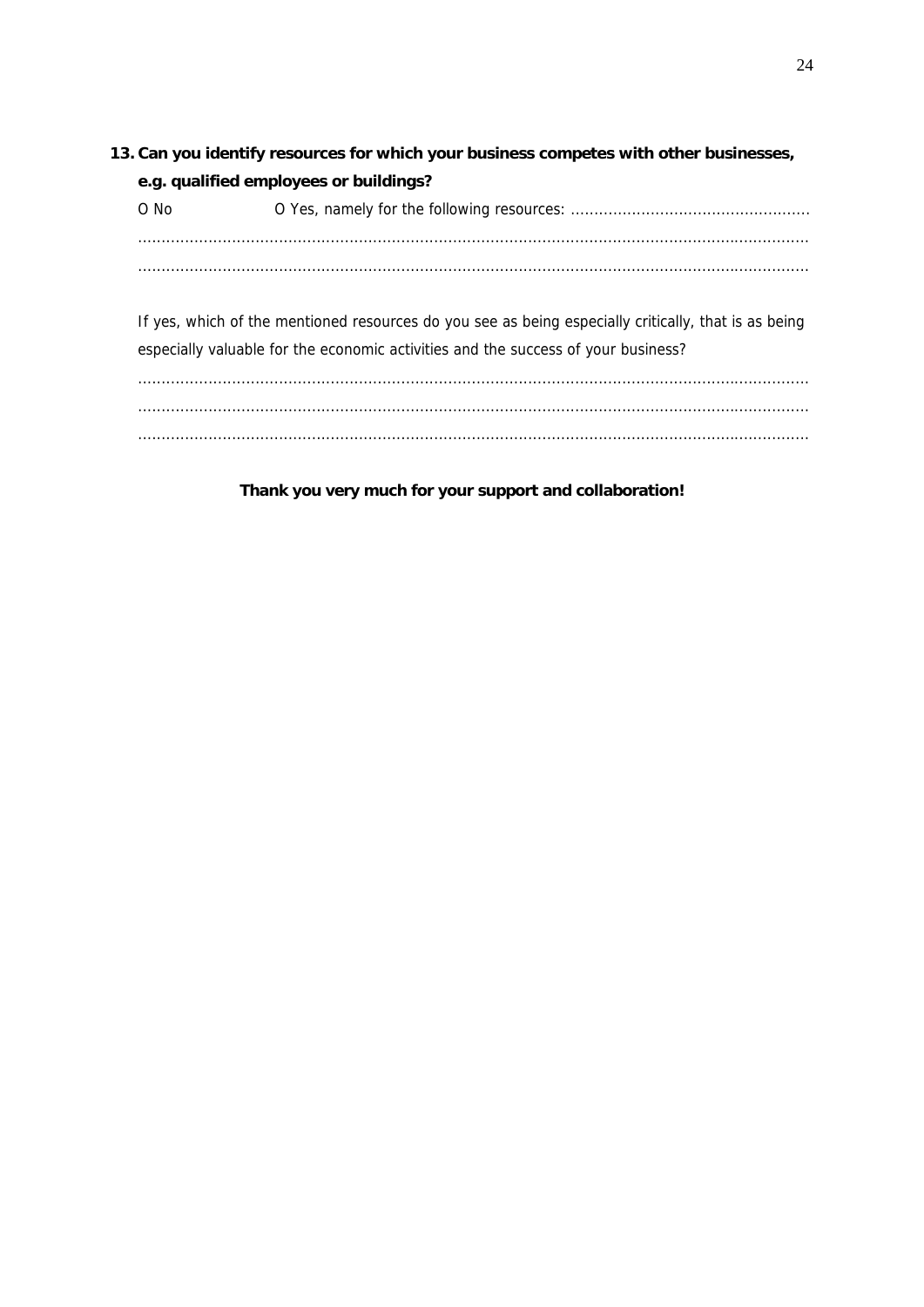13. **Can you identify resources for which your business competes with other businesses, e.g. qualified employees or buildings?**

O No O Yes, namely for the following resources: ..................................................

.............................................................................................................................................

.............................................................................................................................................

If yes, which of the mentioned resources do you see as being especially critically, that is as being especially valuable for the economic activities and the success of your business?

.............................................................................................................................................

.............................................................................................................................................

.............................................................................................................................................

**Thank you very much for your support and collaboration!**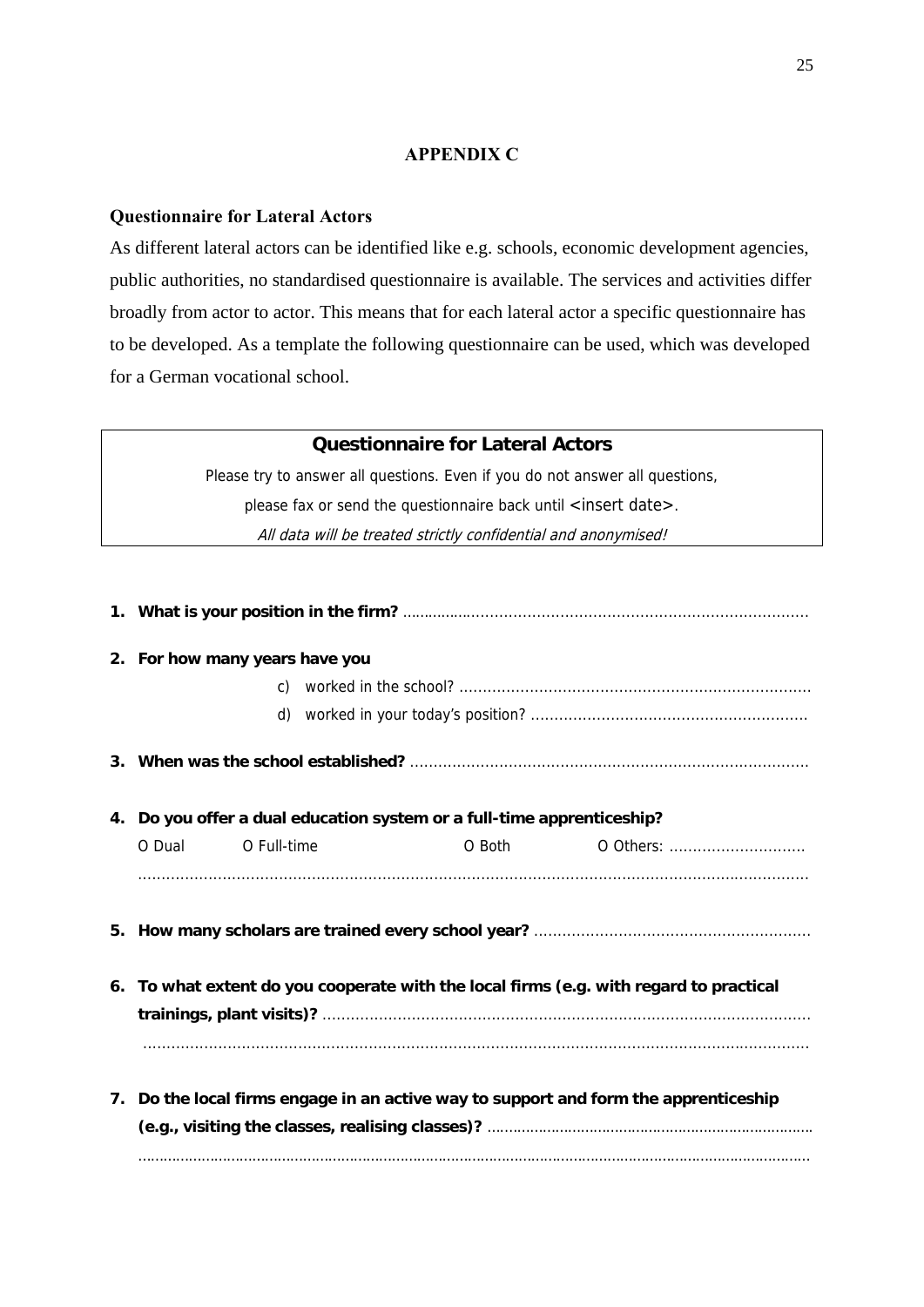## APPENDIX C

### Questionnaire for Lateral Actors

As different lateral actors can be identified like e.g. schools, economic development agencies, public authorities, no standardised questionnaire is available. The services and activities differ broadly from actor to actor. This means that for each lateral actor a specific questionnaire has to be developed. As a template the following questionnaire can be used, which was developed for a German vocational school.

---

**Questionnaire for Lateral Actors**

Please try to answer all questions. Even if you do not answer all questions,

please fax or send the questionnaire back until <insert date>.

*All data will be treated strictly confidential and anonymised!*

---

1. **What is your position in the firm?** ..........................................................................................

2. **For how many years have you**

   c) worked in the school? ..........................................................................

   d) worked in your today's position? ..........................................................

3. **When was the school established?** ....................................................................................

4. **Do you offer a dual education system or a full-time apprenticeship?**

   O Dual     O Full-time     O Both     O Others: .............................

   ..............................................................................................................................................

5. **How many scholars are trained every school year?** ...........................................................

6. **To what extent do you cooperate with the local firms (e.g. with regard to practical trainings, plant visits)?** ........................................................................................................

   ..............................................................................................................................................

7. **Do the local firms engage in an active way to support and form the apprenticeship (e.g., visiting the classes, realising classes)?** ...........................................................................

   ..............................................................................................................................................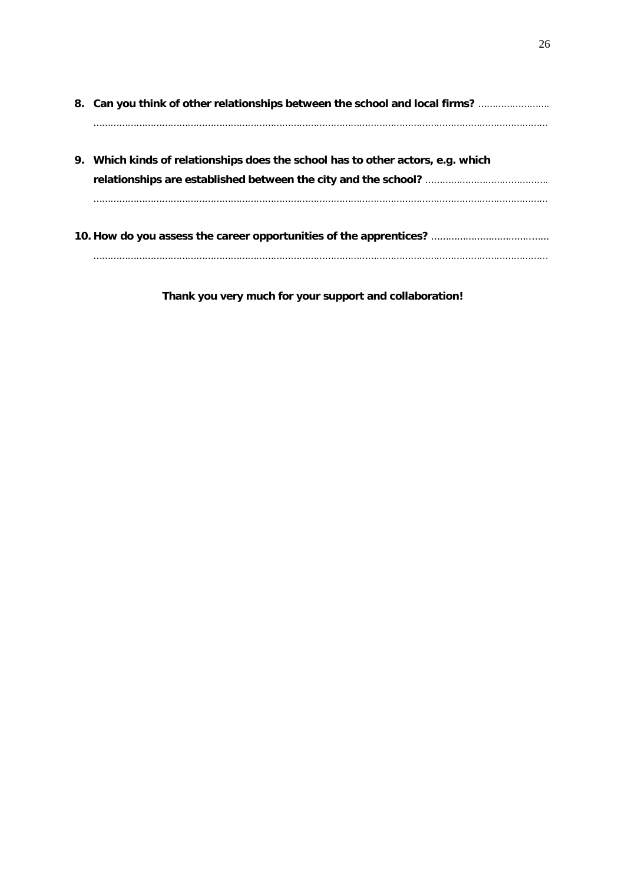8. **Can you think of other relationships between the school and local firms?** ……………………..
   ……………………………………………………………………………………………………………………………………

9. **Which kinds of relationships does the school has to other actors, e.g. which relationships are established between the city and the school?** ……………………………………..
   ……………………………………………………………………………………………………………………………………

10. **How do you assess the career opportunities of the apprentices?** ……………………………..…..
    ……………………………………………………………………………………………………………………………………

**Thank you very much for your support and collaboration!**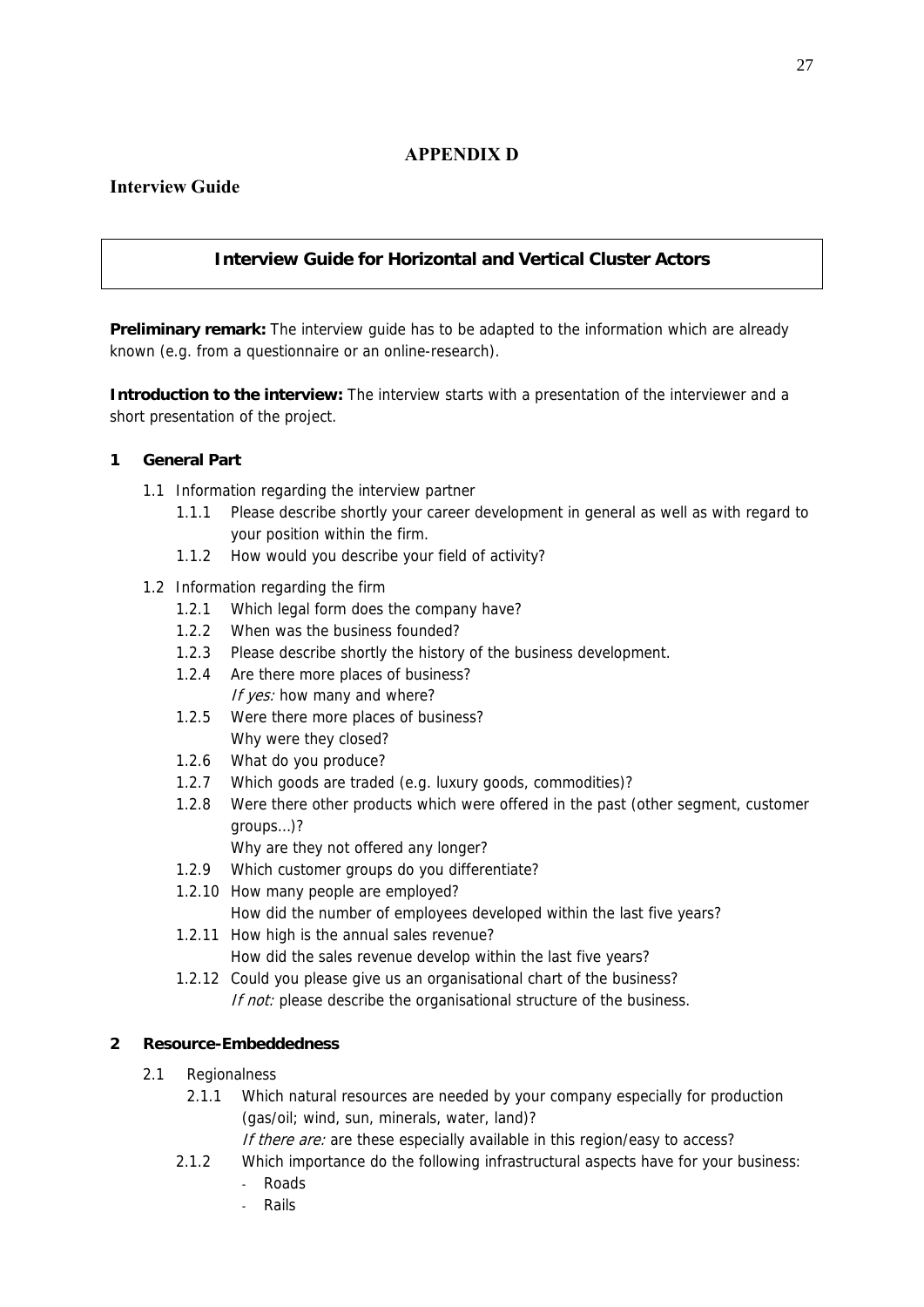# APPENDIX D

## Interview Guide

**Interview Guide for Horizontal and Vertical Cluster Actors**

**Preliminary remark:** The interview guide has to be adapted to the information which are already known (e.g. from a questionnaire or an online-research).

**Introduction to the interview:** The interview starts with a presentation of the interviewer and a short presentation of the project.

**1 General Part**

- 1.1 Information regarding the interview partner
  - 1.1.1 Please describe shortly your career development in general as well as with regard to your position within the firm.
  - 1.1.2 How would you describe your field of activity?
- 1.2 Information regarding the firm
  - 1.2.1 Which legal form does the company have?
  - 1.2.2 When was the business founded?
  - 1.2.3 Please describe shortly the history of the business development.
  - 1.2.4 Are there more places of business?
    *If yes:* how many and where?
  - 1.2.5 Were there more places of business?
    Why were they closed?
  - 1.2.6 What do you produce?
  - 1.2.7 Which goods are traded (e.g. luxury goods, commodities)?
  - 1.2.8 Were there other products which were offered in the past (other segment, customer groups…)?
    Why are they not offered any longer?
  - 1.2.9 Which customer groups do you differentiate?
  - 1.2.10 How many people are employed?
    How did the number of employees developed within the last five years?
  - 1.2.11 How high is the annual sales revenue?
    How did the sales revenue develop within the last five years?
  - 1.2.12 Could you please give us an organisational chart of the business?
    *If not:* please describe the organisational structure of the business.

**2 Resource-Embeddedness**

- 2.1 Regionalness
  - 2.1.1 Which natural resources are needed by your company especially for production (gas/oil; wind, sun, minerals, water, land)?
    *If there are:* are these especially available in this region/easy to access?
  - 2.1.2 Which importance do the following infrastructural aspects have for your business:
    - Roads
    - Rails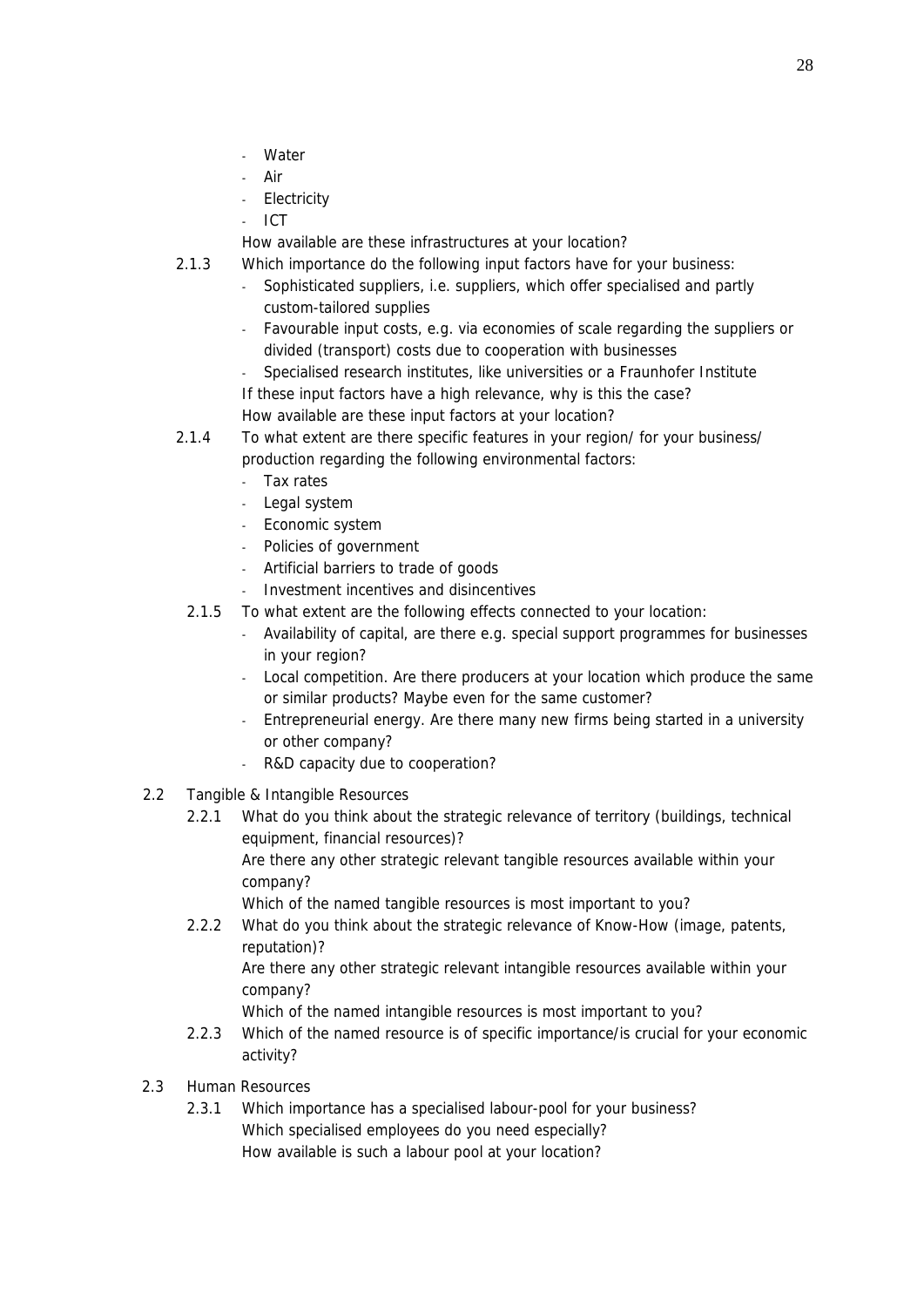- Water
- Air
- Electricity
- ICT

How available are these infrastructures at your location?

2.1.3 Which importance do the following input factors have for your business:

- Sophisticated suppliers, i.e. suppliers, which offer specialised and partly custom-tailored supplies
- Favourable input costs, e.g. via economies of scale regarding the suppliers or divided (transport) costs due to cooperation with businesses
- Specialised research institutes, like universities or a Fraunhofer Institute

If these input factors have a high relevance, why is this the case?
How available are these input factors at your location?

2.1.4 To what extent are there specific features in your region/ for your business/ production regarding the following environmental factors:

- Tax rates
- Legal system
- Economic system
- Policies of government
- Artificial barriers to trade of goods
- Investment incentives and disincentives

2.1.5 To what extent are the following effects connected to your location:

- Availability of capital, are there e.g. special support programmes for businesses in your region?
- Local competition. Are there producers at your location which produce the same or similar products? Maybe even for the same customer?
- Entrepreneurial energy. Are there many new firms being started in a university or other company?
- R&D capacity due to cooperation?

2.2 Tangible & Intangible Resources

2.2.1 What do you think about the strategic relevance of territory (buildings, technical equipment, financial resources)?
Are there any other strategic relevant tangible resources available within your company?
Which of the named tangible resources is most important to you?

2.2.2 What do you think about the strategic relevance of Know-How (image, patents, reputation)?
Are there any other strategic relevant intangible resources available within your company?
Which of the named intangible resources is most important to you?

2.2.3 Which of the named resource is of specific importance/is crucial for your economic activity?

2.3 Human Resources

2.3.1 Which importance has a specialised labour-pool for your business?
Which specialised employees do you need especially?
How available is such a labour pool at your location?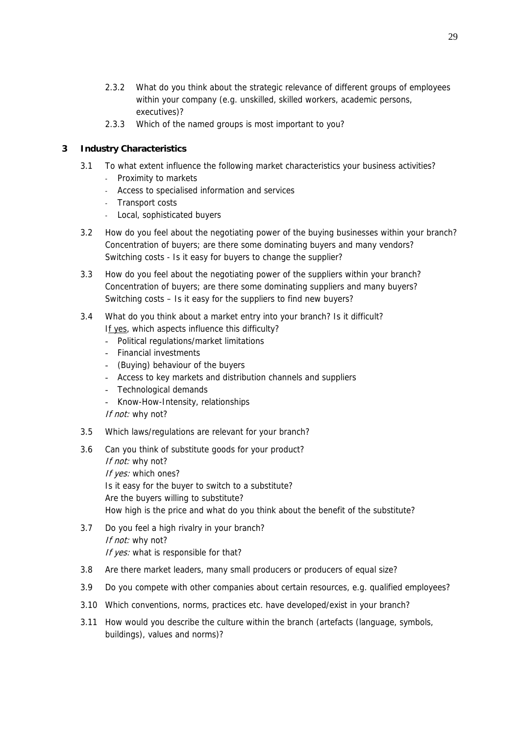2.3.2 What do you think about the strategic relevance of different groups of employees within your company (e.g. unskilled, skilled workers, academic persons, executives)?

2.3.3 Which of the named groups is most important to you?

## 3 Industry Characteristics

3.1 To what extent influence the following market characteristics your business activities?

- Proximity to markets
- Access to specialised information and services
- Transport costs
- Local, sophisticated buyers

3.2 How do you feel about the negotiating power of the buying businesses within your branch? Concentration of buyers; are there some dominating buyers and many vendors? Switching costs - Is it easy for buyers to change the supplier?

3.3 How do you feel about the negotiating power of the suppliers within your branch? Concentration of buyers; are there some dominating suppliers and many buyers? Switching costs – Is it easy for the suppliers to find new buyers?

3.4 What do you think about a market entry into your branch? Is it difficult?
If yes, which aspects influence this difficulty?

- Political regulations/market limitations
- Financial investments
- (Buying) behaviour of the buyers
- Access to key markets and distribution channels and suppliers
- Technological demands
- Know-How-Intensity, relationships

*If not:* why not?

3.5 Which laws/regulations are relevant for your branch?

3.6 Can you think of substitute goods for your product?
*If not:* why not?
*If yes:* which ones?
Is it easy for the buyer to switch to a substitute?
Are the buyers willing to substitute?
How high is the price and what do you think about the benefit of the substitute?

3.7 Do you feel a high rivalry in your branch?
*If not:* why not?
*If yes:* what is responsible for that?

3.8 Are there market leaders, many small producers or producers of equal size?

3.9 Do you compete with other companies about certain resources, e.g. qualified employees?

3.10 Which conventions, norms, practices etc. have developed/exist in your branch?

3.11 How would you describe the culture within the branch (artefacts (language, symbols, buildings), values and norms)?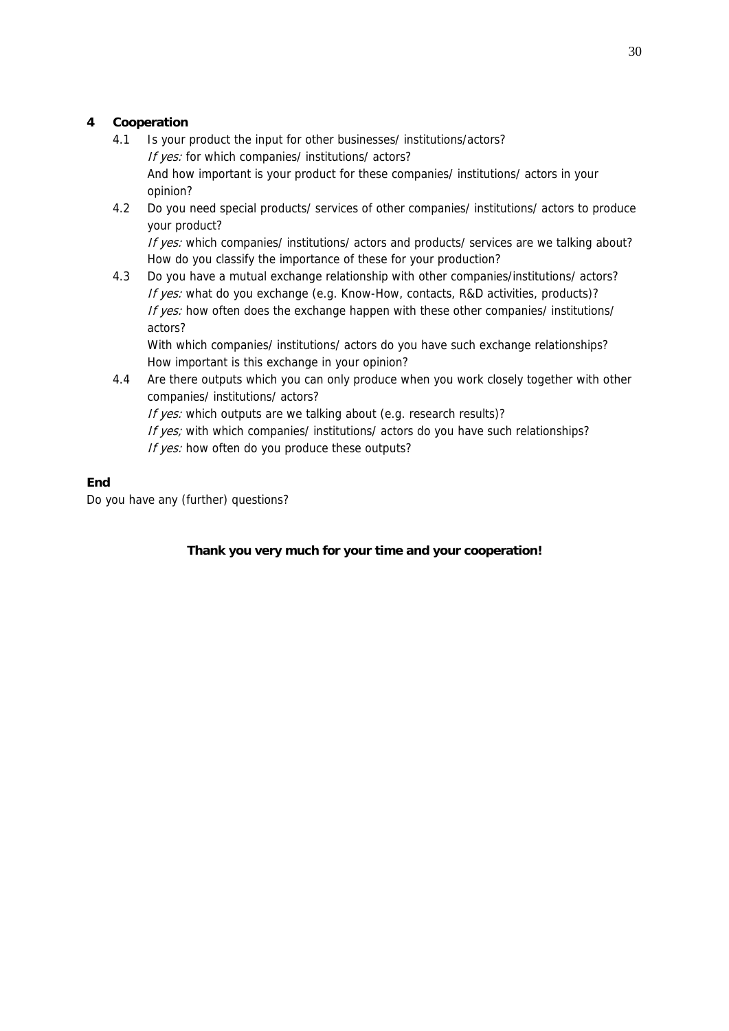## 4 Cooperation

4.1 Is your product the input for other businesses/ institutions/actors?
*If yes:* for which companies/ institutions/ actors?
And how important is your product for these companies/ institutions/ actors in your opinion?

4.2 Do you need special products/ services of other companies/ institutions/ actors to produce your product?
*If yes:* which companies/ institutions/ actors and products/ services are we talking about?
How do you classify the importance of these for your production?

4.3 Do you have a mutual exchange relationship with other companies/institutions/ actors?
*If yes:* what do you exchange (e.g. Know-How, contacts, R&D activities, products)?
*If yes:* how often does the exchange happen with these other companies/ institutions/ actors?
With which companies/ institutions/ actors do you have such exchange relationships?
How important is this exchange in your opinion?

4.4 Are there outputs which you can only produce when you work closely together with other companies/ institutions/ actors?
*If yes:* which outputs are we talking about (e.g. research results)?
*If yes;* with which companies/ institutions/ actors do you have such relationships?
*If yes:* how often do you produce these outputs?

**End**

Do you have any (further) questions?

**Thank you very much for your time and your cooperation!**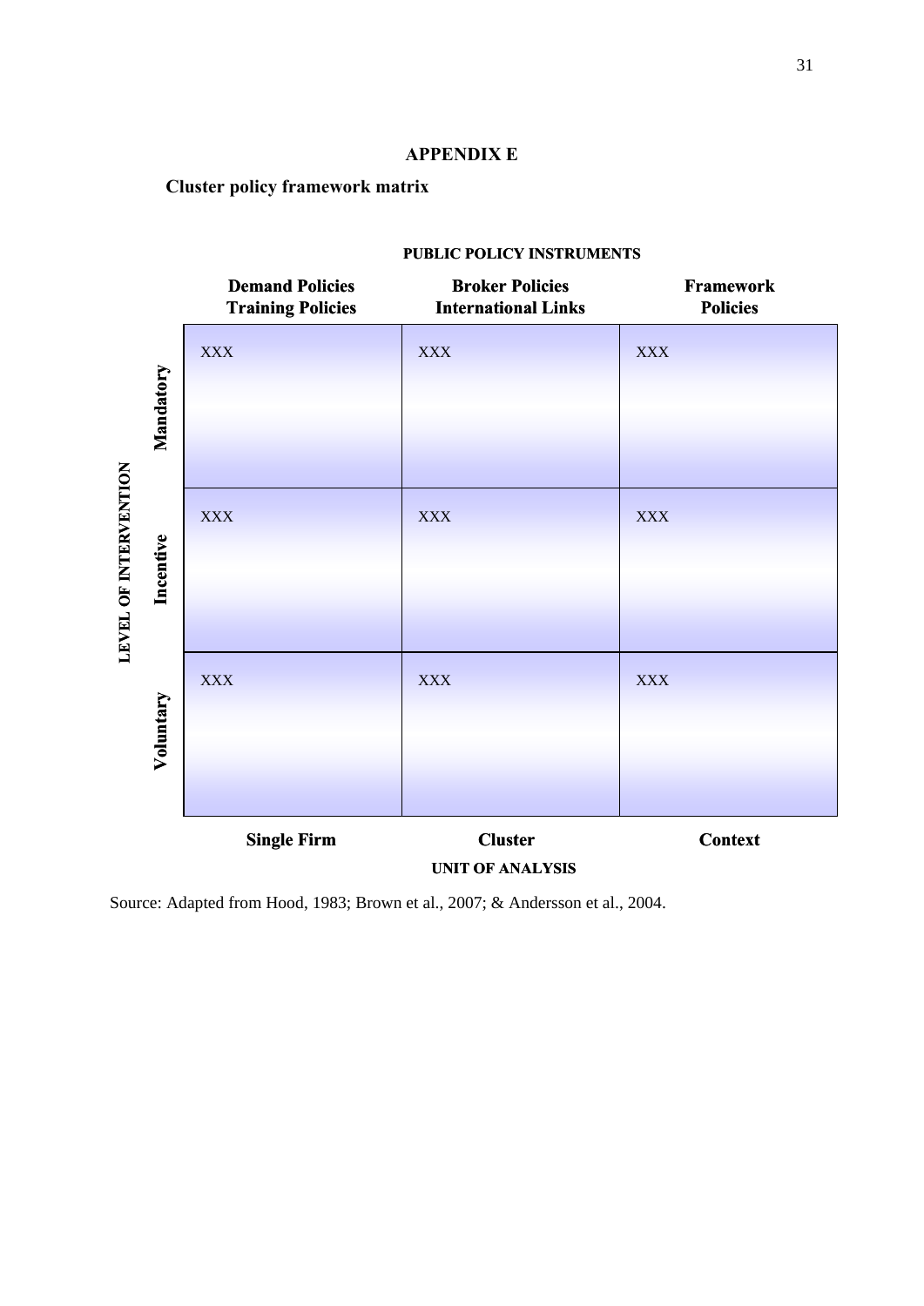## APPENDIX E

**Cluster policy framework matrix**

**PUBLIC POLICY INSTRUMENTS**

| LEVEL OF INTERVENTION | Demand Policies / Training Policies | Broker Policies / International Links | Framework Policies |
|---|---|---|---|
| **Mandatory** | XXX | XXX | XXX |
| **Incentive** | XXX | XXX | XXX |
| **Voluntary** | XXX | XXX | XXX |
| **UNIT OF ANALYSIS** | **Single Firm** | **Cluster** | **Context** |

Source: Adapted from Hood, 1983; Brown et al., 2007; & Andersson et al., 2004.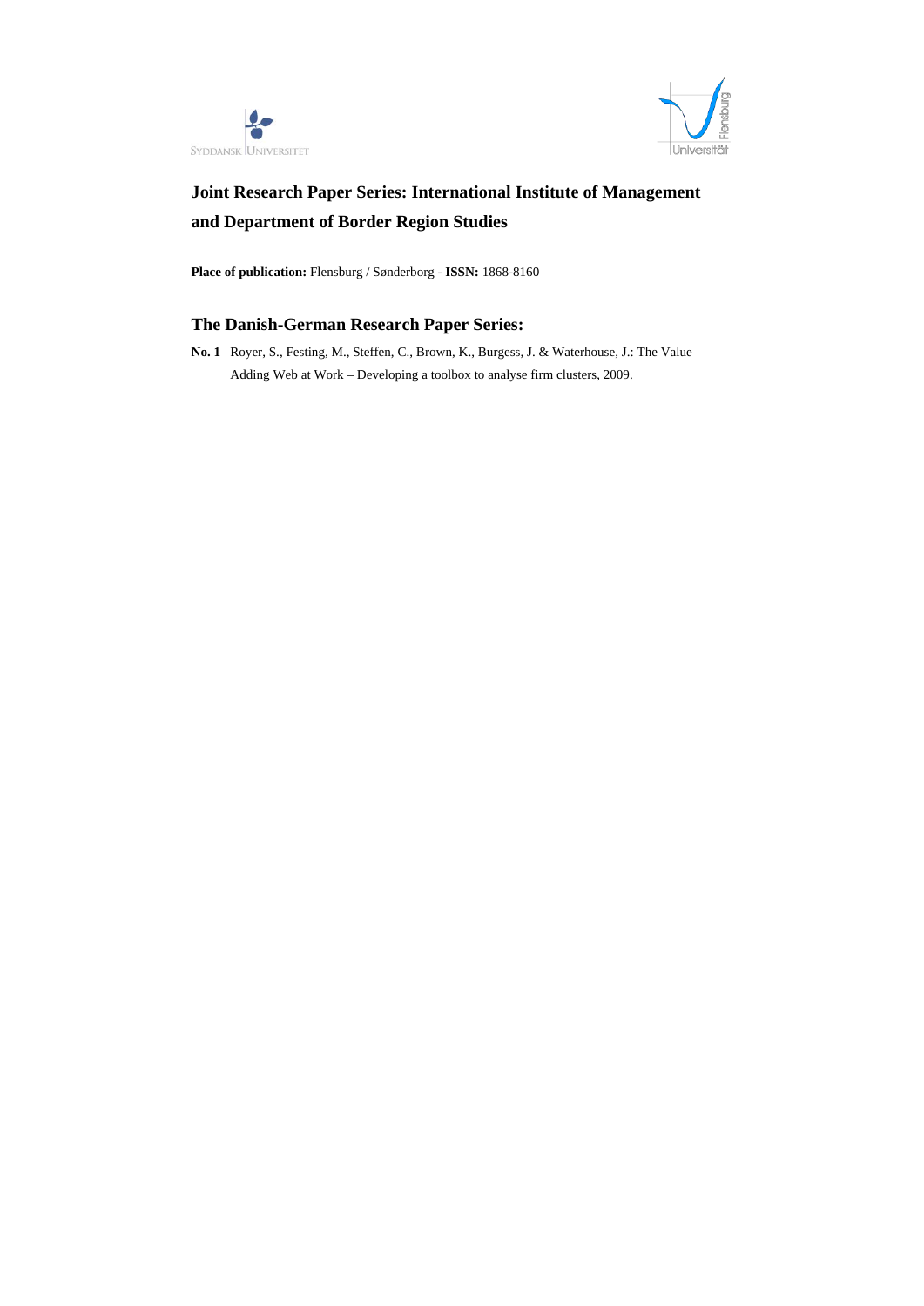## Joint Research Paper Series: International Institute of Management and Department of Border Region Studies

**Place of publication:** Flensburg / Sønderborg - **ISSN:** 1868-8160

### The Danish-German Research Paper Series:

**No. 1** Royer, S., Festing, M., Steffen, C., Brown, K., Burgess, J. & Waterhouse, J.: The Value Adding Web at Work – Developing a toolbox to analyse firm clusters, 2009.